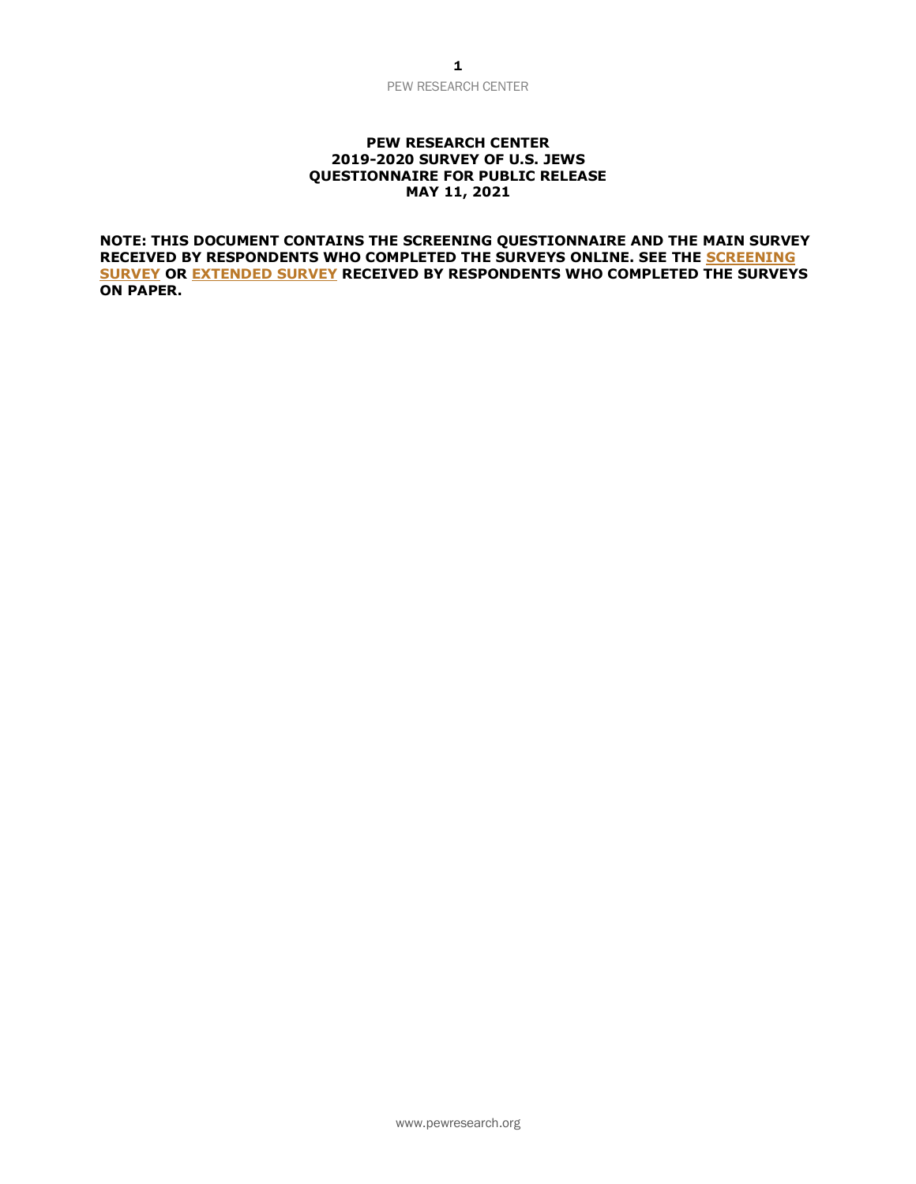**PEW RESEARCH CENTER**
**2019-2020 SURVEY OF U.S. JEWS**
**QUESTIONNAIRE FOR PUBLIC RELEASE**
**MAY 11, 2021**

**NOTE: THIS DOCUMENT CONTAINS THE SCREENING QUESTIONNAIRE AND THE MAIN SURVEY RECEIVED BY RESPONDENTS WHO COMPLETED THE SURVEYS ONLINE. SEE THE SCREENING SURVEY OR EXTENDED SURVEY RECEIVED BY RESPONDENTS WHO COMPLETED THE SURVEYS ON PAPER.**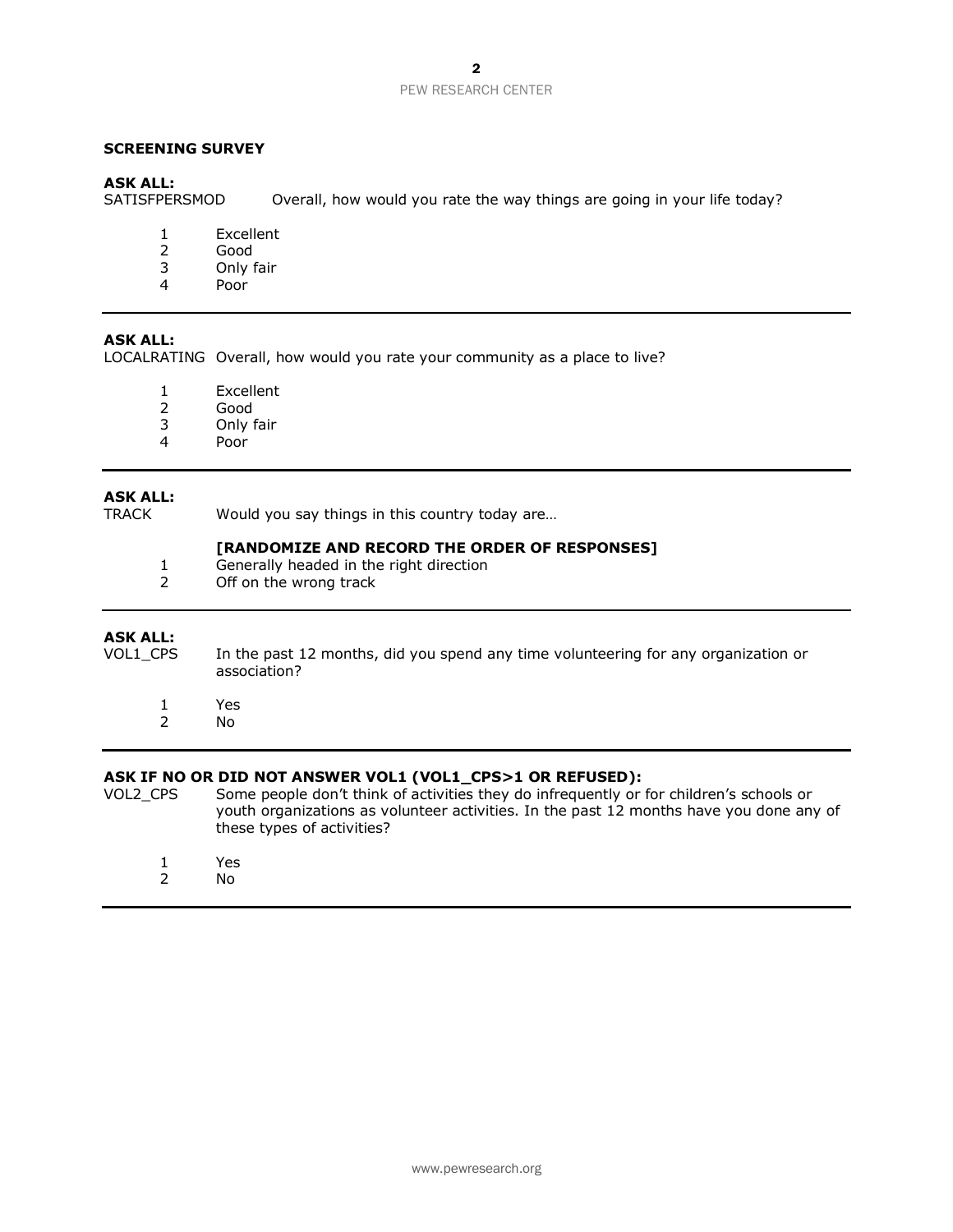**SCREENING SURVEY**

**ASK ALL:**
SATISFPERSMOD Overall, how would you rate the way things are going in your life today?

1 Excellent
2 Good
3 Only fair
4 Poor

---

**ASK ALL:**
LOCALRATING Overall, how would you rate your community as a place to live?

1 Excellent
2 Good
3 Only fair
4 Poor

---

**ASK ALL:**
TRACK Would you say things in this country today are…

**[RANDOMIZE AND RECORD THE ORDER OF RESPONSES]**
1 Generally headed in the right direction
2 Off on the wrong track

---

**ASK ALL:**
VOL1_CPS In the past 12 months, did you spend any time volunteering for any organization or association?

1 Yes
2 No

---

**ASK IF NO OR DID NOT ANSWER VOL1 (VOL1_CPS>1 OR REFUSED):**
VOL2_CPS Some people don't think of activities they do infrequently or for children's schools or youth organizations as volunteer activities. In the past 12 months have you done any of these types of activities?

1 Yes
2 No

---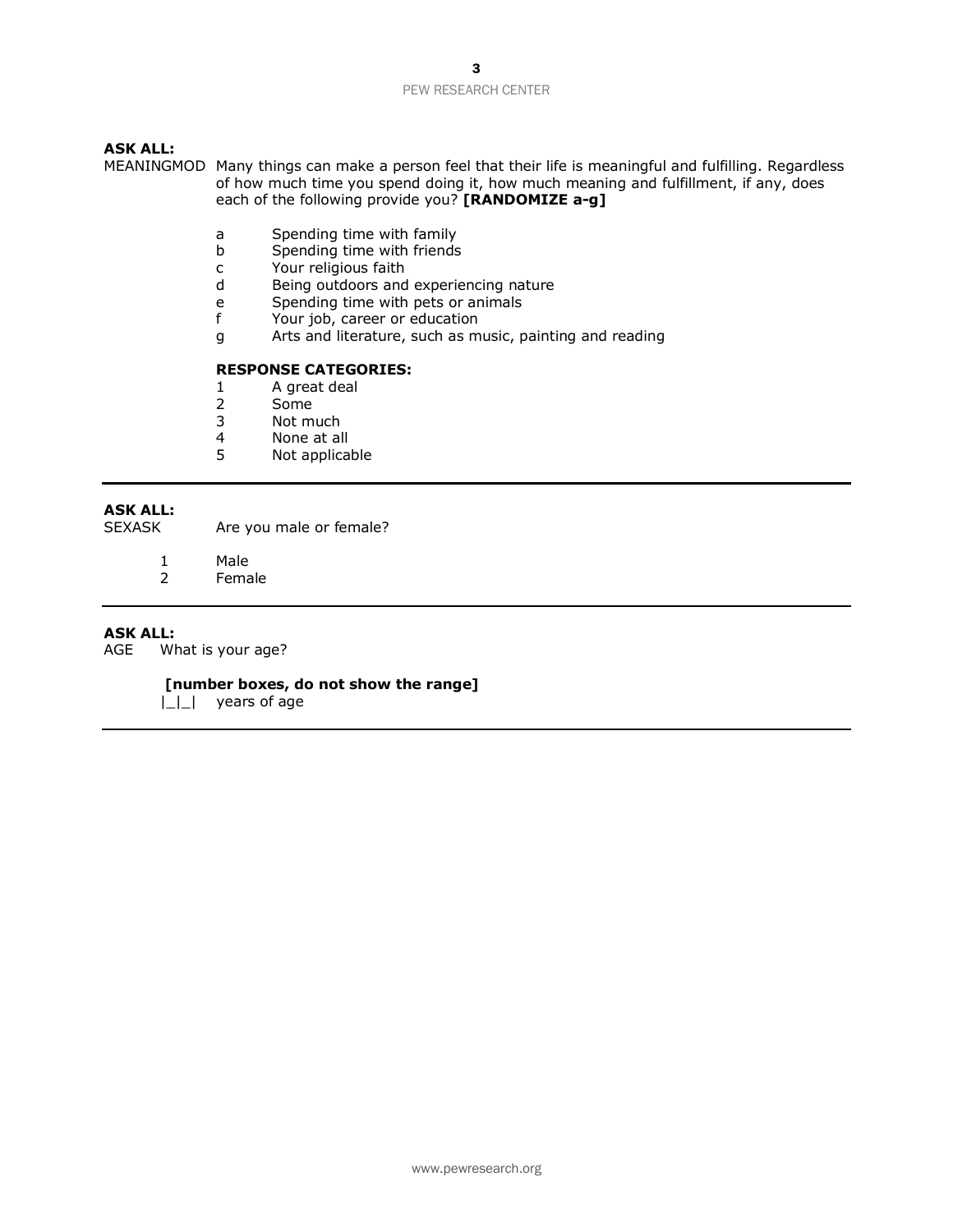**ASK ALL:**

MEANINGMOD Many things can make a person feel that their life is meaningful and fulfilling. Regardless of how much time you spend doing it, how much meaning and fulfillment, if any, does each of the following provide you? **[RANDOMIZE a-g]**

- a Spending time with family
- b Spending time with friends
- c Your religious faith
- d Being outdoors and experiencing nature
- e Spending time with pets or animals
- f Your job, career or education
- g Arts and literature, such as music, painting and reading

**RESPONSE CATEGORIES:**

1 A great deal
2 Some
3 Not much
4 None at all
5 Not applicable

---

**ASK ALL:**

SEXASK Are you male or female?

1 Male
2 Female

---

**ASK ALL:**

AGE What is your age?

**[number boxes, do not show the range]**

|_|_| years of age

---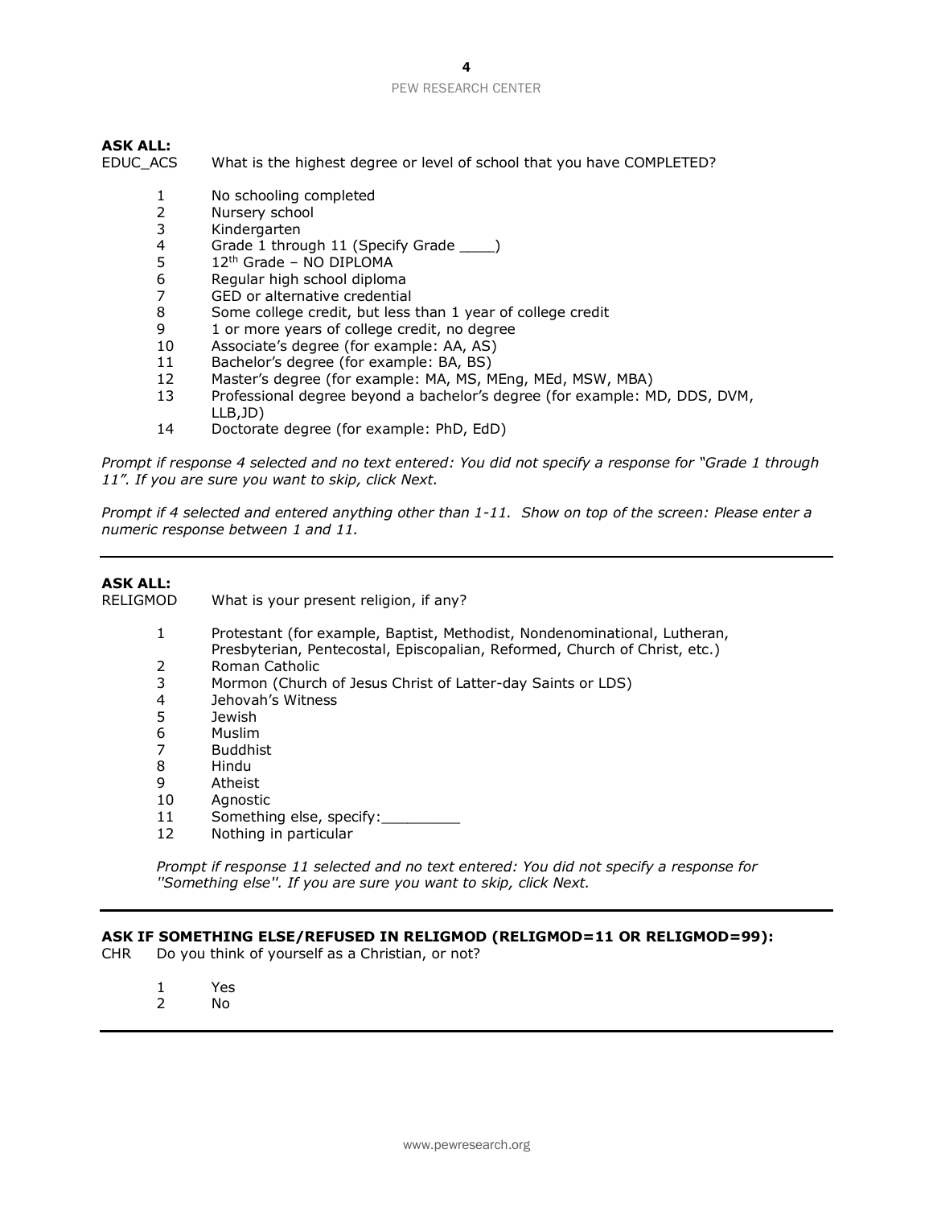**ASK ALL:**

EDUC_ACS What is the highest degree or level of school that you have COMPLETED?

1 No schooling completed
2 Nursery school
3 Kindergarten
4 Grade 1 through 11 (Specify Grade ____)
5 12th Grade – NO DIPLOMA
6 Regular high school diploma
7 GED or alternative credential
8 Some college credit, but less than 1 year of college credit
9 1 or more years of college credit, no degree
10 Associate's degree (for example: AA, AS)
11 Bachelor's degree (for example: BA, BS)
12 Master's degree (for example: MA, MS, MEng, MEd, MSW, MBA)
13 Professional degree beyond a bachelor's degree (for example: MD, DDS, DVM, LLB,JD)
14 Doctorate degree (for example: PhD, EdD)

*Prompt if response 4 selected and no text entered: You did not specify a response for "Grade 1 through 11". If you are sure you want to skip, click Next.*

*Prompt if 4 selected and entered anything other than 1-11. Show on top of the screen: Please enter a numeric response between 1 and 11.*

---

**ASK ALL:**

RELIGMOD What is your present religion, if any?

1 Protestant (for example, Baptist, Methodist, Nondenominational, Lutheran, Presbyterian, Pentecostal, Episcopalian, Reformed, Church of Christ, etc.)
2 Roman Catholic
3 Mormon (Church of Jesus Christ of Latter-day Saints or LDS)
4 Jehovah's Witness
5 Jewish
6 Muslim
7 Buddhist
8 Hindu
9 Atheist
10 Agnostic
11 Something else, specify:_________
12 Nothing in particular

*Prompt if response 11 selected and no text entered: You did not specify a response for ''Something else''. If you are sure you want to skip, click Next.*

---

**ASK IF SOMETHING ELSE/REFUSED IN RELIGMOD (RELIGMOD=11 OR RELIGMOD=99):**

CHR Do you think of yourself as a Christian, or not?

1 Yes
2 No

---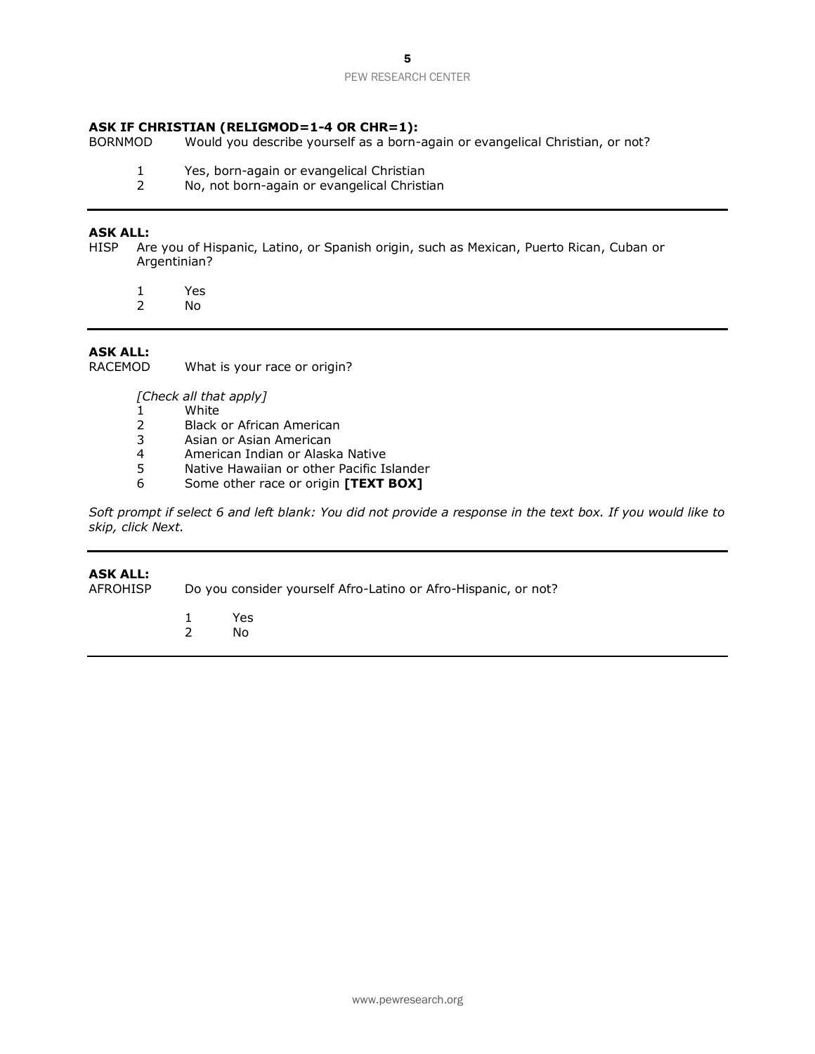**ASK IF CHRISTIAN (RELIGMOD=1-4 OR CHR=1):**

BORNMOD Would you describe yourself as a born-again or evangelical Christian, or not?

1 Yes, born-again or evangelical Christian
2 No, not born-again or evangelical Christian

---

**ASK ALL:**

HISP Are you of Hispanic, Latino, or Spanish origin, such as Mexican, Puerto Rican, Cuban or Argentinian?

1 Yes
2 No

---

**ASK ALL:**

RACEMOD What is your race or origin?

*[Check all that apply]*
1 White
2 Black or African American
3 Asian or Asian American
4 American Indian or Alaska Native
5 Native Hawaiian or other Pacific Islander
6 Some other race or origin **[TEXT BOX]**

*Soft prompt if select 6 and left blank: You did not provide a response in the text box. If you would like to skip, click Next.*

---

**ASK ALL:**

AFROHISP Do you consider yourself Afro-Latino or Afro-Hispanic, or not?

1 Yes
2 No

---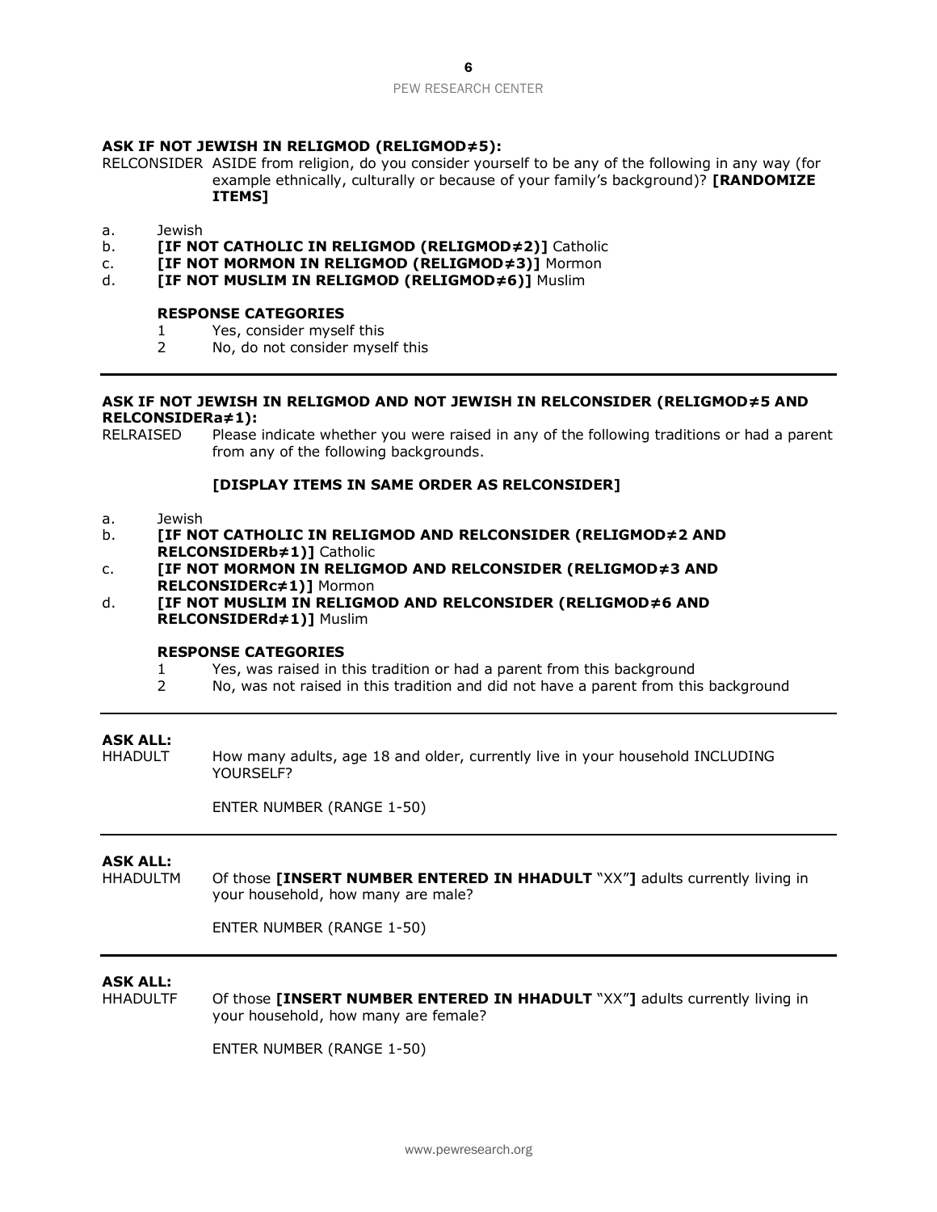**ASK IF NOT JEWISH IN RELIGMOD (RELIGMOD≠5):**

RELCONSIDER ASIDE from religion, do you consider yourself to be any of the following in any way (for example ethnically, culturally or because of your family's background)? **[RANDOMIZE ITEMS]**

a. Jewish
b. **[IF NOT CATHOLIC IN RELIGMOD (RELIGMOD≠2)]** Catholic
c. **[IF NOT MORMON IN RELIGMOD (RELIGMOD≠3)]** Mormon
d. **[IF NOT MUSLIM IN RELIGMOD (RELIGMOD≠6)]** Muslim

**RESPONSE CATEGORIES**

1 Yes, consider myself this
2 No, do not consider myself this

---

**ASK IF NOT JEWISH IN RELIGMOD AND NOT JEWISH IN RELCONSIDER (RELIGMOD≠5 AND RELCONSIDERa≠1):**

RELRAISED Please indicate whether you were raised in any of the following traditions or had a parent from any of the following backgrounds.

**[DISPLAY ITEMS IN SAME ORDER AS RELCONSIDER]**

a. Jewish
b. **[IF NOT CATHOLIC IN RELIGMOD AND RELCONSIDER (RELIGMOD≠2 AND RELCONSIDERb≠1)]** Catholic
c. **[IF NOT MORMON IN RELIGMOD AND RELCONSIDER (RELIGMOD≠3 AND RELCONSIDERc≠1)]** Mormon
d. **[IF NOT MUSLIM IN RELIGMOD AND RELCONSIDER (RELIGMOD≠6 AND RELCONSIDERd≠1)]** Muslim

**RESPONSE CATEGORIES**

1 Yes, was raised in this tradition or had a parent from this background
2 No, was not raised in this tradition and did not have a parent from this background

---

**ASK ALL:**

HHADULT How many adults, age 18 and older, currently live in your household INCLUDING YOURSELF?

ENTER NUMBER (RANGE 1-50)

---

**ASK ALL:**

HHADULTM Of those **[INSERT NUMBER ENTERED IN HHADULT** "XX"**]** adults currently living in your household, how many are male?

ENTER NUMBER (RANGE 1-50)

---

**ASK ALL:**

HHADULTF Of those **[INSERT NUMBER ENTERED IN HHADULT** "XX"**]** adults currently living in your household, how many are female?

ENTER NUMBER (RANGE 1-50)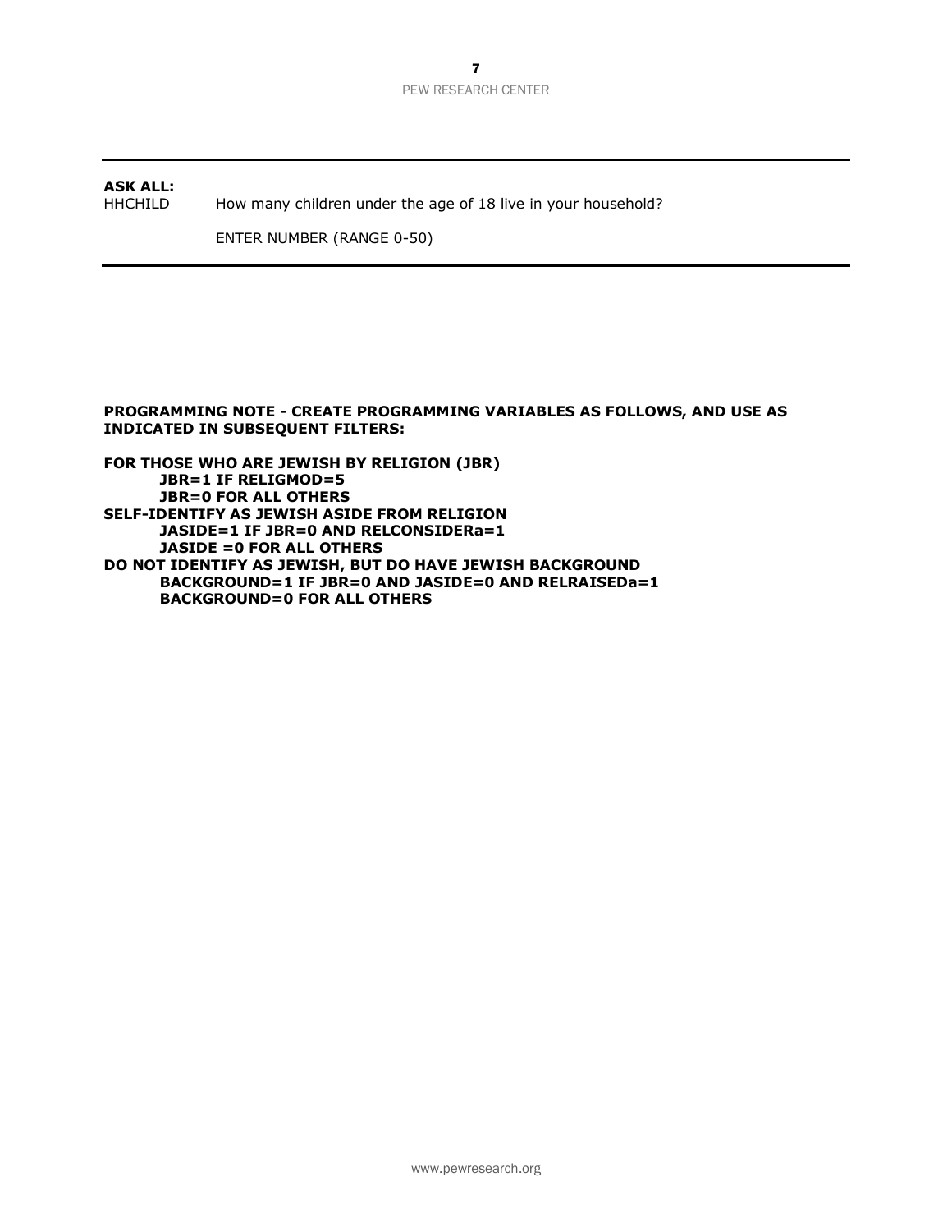**ASK ALL:**

HHCHILD How many children under the age of 18 live in your household?

ENTER NUMBER (RANGE 0-50)

**PROGRAMMING NOTE - CREATE PROGRAMMING VARIABLES AS FOLLOWS, AND USE AS INDICATED IN SUBSEQUENT FILTERS:**

**FOR THOSE WHO ARE JEWISH BY RELIGION (JBR)**
**JBR=1 IF RELIGMOD=5**
**JBR=0 FOR ALL OTHERS**
**SELF-IDENTIFY AS JEWISH ASIDE FROM RELIGION**
**JASIDE=1 IF JBR=0 AND RELCONSIDERa=1**
**JASIDE =0 FOR ALL OTHERS**
**DO NOT IDENTIFY AS JEWISH, BUT DO HAVE JEWISH BACKGROUND**
**BACKGROUND=1 IF JBR=0 AND JASIDE=0 AND RELRAISEDa=1**
**BACKGROUND=0 FOR ALL OTHERS**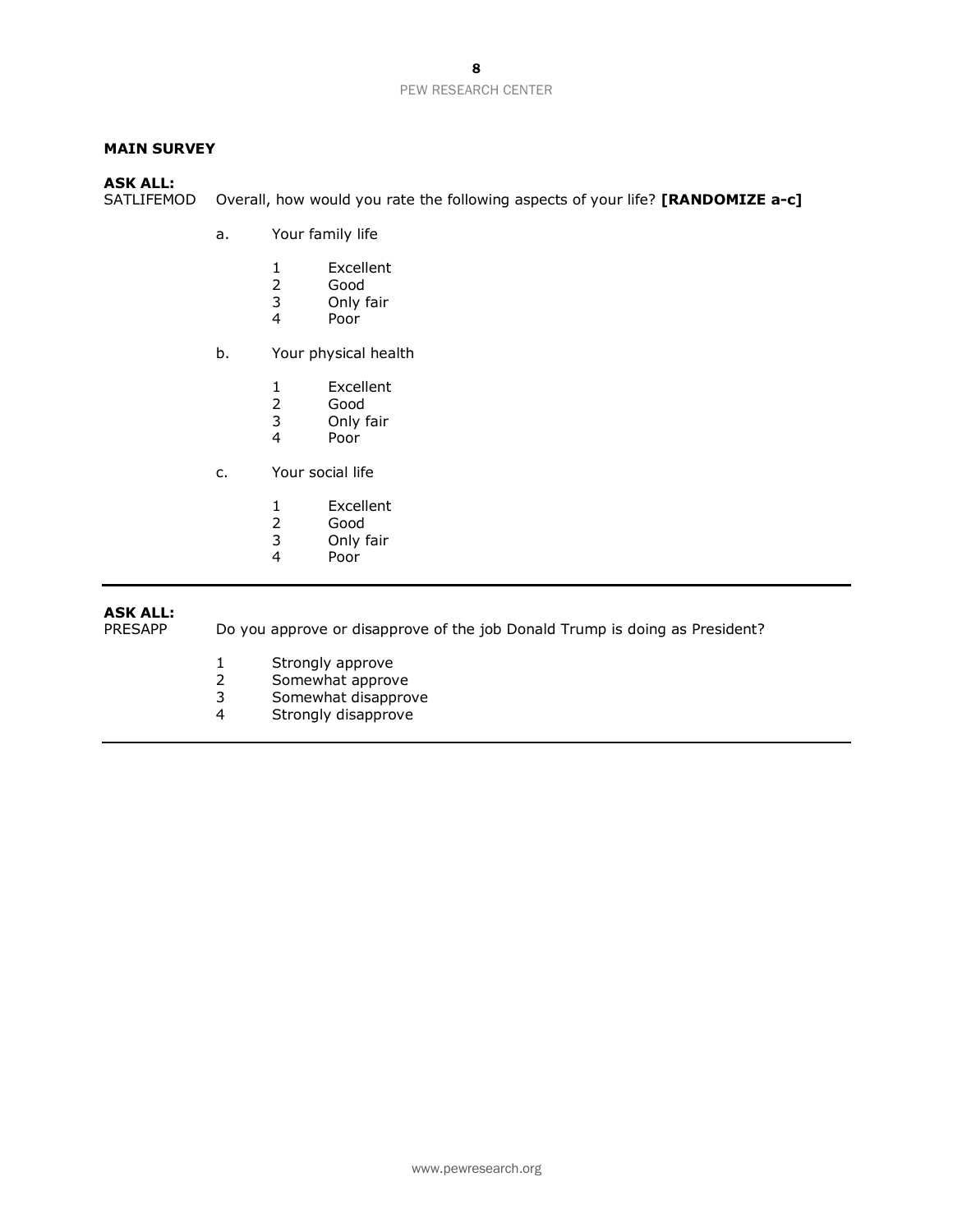**MAIN SURVEY**

**ASK ALL:**
SATLIFEMOD Overall, how would you rate the following aspects of your life? **[RANDOMIZE a-c]**

a. Your family life

1 Excellent
2 Good
3 Only fair
4 Poor

b. Your physical health

1 Excellent
2 Good
3 Only fair
4 Poor

c. Your social life

1 Excellent
2 Good
3 Only fair
4 Poor

---

**ASK ALL:**
PRESAPP Do you approve or disapprove of the job Donald Trump is doing as President?

1 Strongly approve
2 Somewhat approve
3 Somewhat disapprove
4 Strongly disapprove

---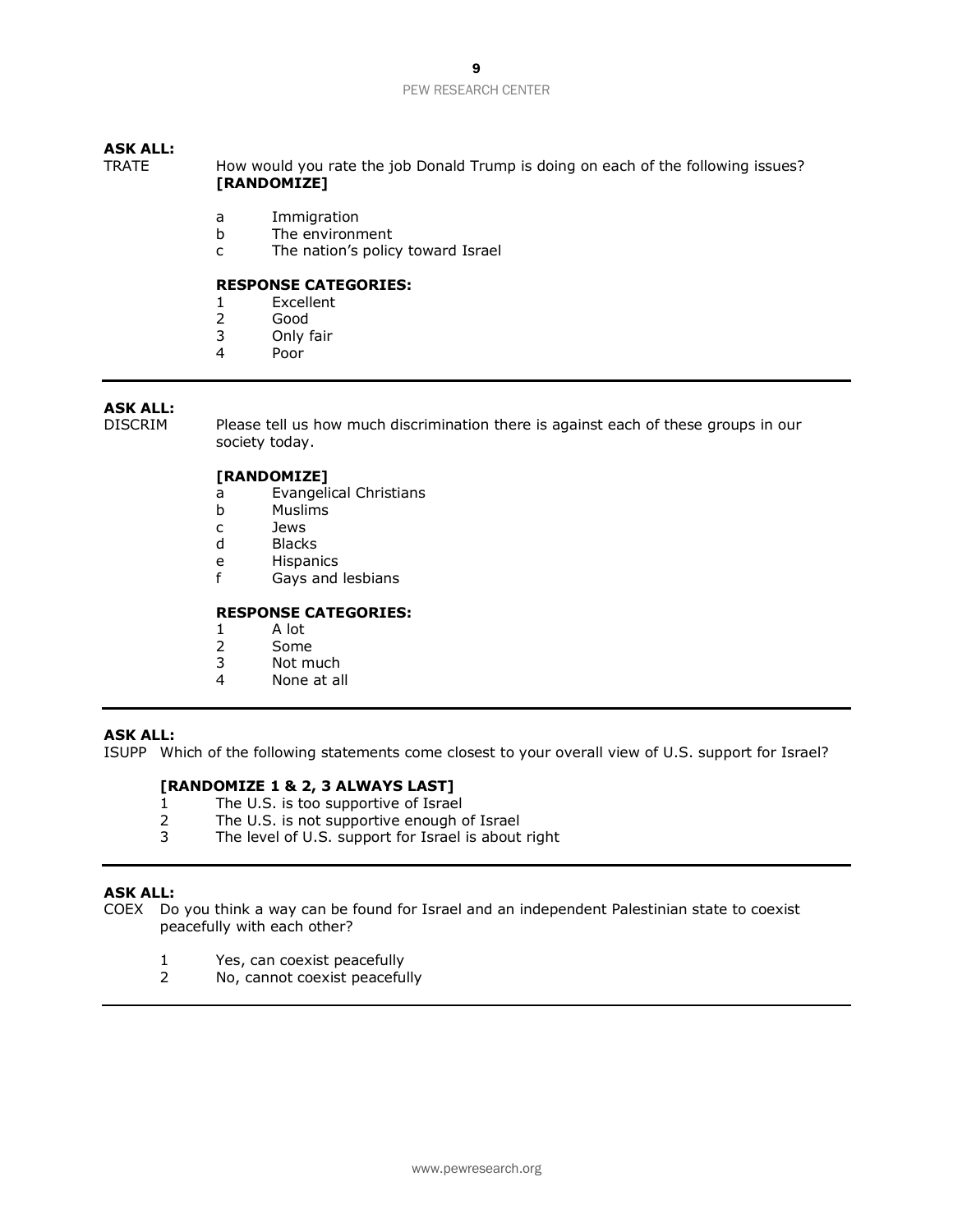**ASK ALL:**

TRATE How would you rate the job Donald Trump is doing on each of the following issues? **[RANDOMIZE]**

a Immigration
b The environment
c The nation's policy toward Israel

**RESPONSE CATEGORIES:**

1 Excellent
2 Good
3 Only fair
4 Poor

---

**ASK ALL:**

DISCRIM Please tell us how much discrimination there is against each of these groups in our society today.

**[RANDOMIZE]**

a Evangelical Christians
b Muslims
c Jews
d Blacks
e Hispanics
f Gays and lesbians

**RESPONSE CATEGORIES:**

1 A lot
2 Some
3 Not much
4 None at all

---

**ASK ALL:**

ISUPP Which of the following statements come closest to your overall view of U.S. support for Israel?

**[RANDOMIZE 1 & 2, 3 ALWAYS LAST]**

1 The U.S. is too supportive of Israel
2 The U.S. is not supportive enough of Israel
3 The level of U.S. support for Israel is about right

---

**ASK ALL:**

COEX Do you think a way can be found for Israel and an independent Palestinian state to coexist peacefully with each other?

1 Yes, can coexist peacefully
2 No, cannot coexist peacefully

---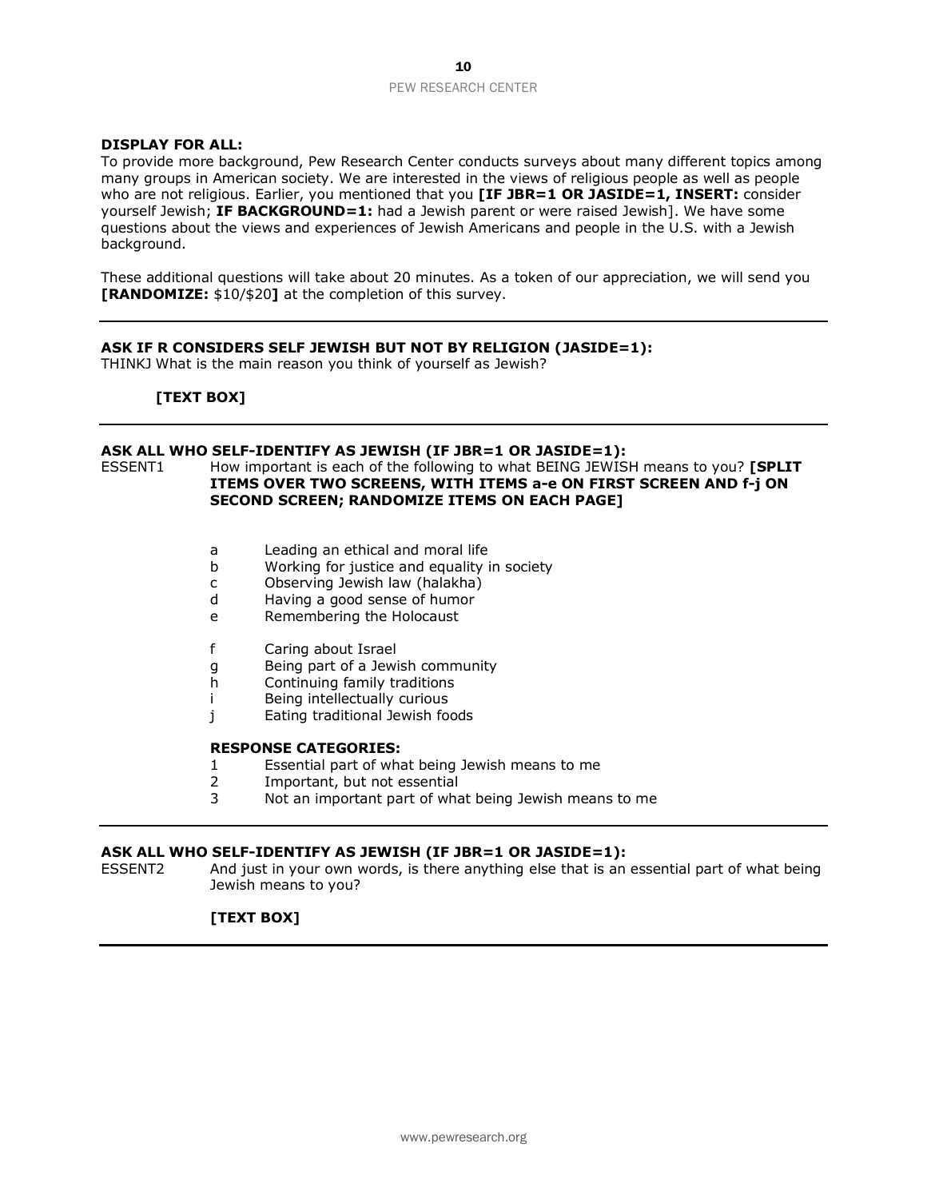**DISPLAY FOR ALL:**
To provide more background, Pew Research Center conducts surveys about many different topics among many groups in American society. We are interested in the views of religious people as well as people who are not religious. Earlier, you mentioned that you **[IF JBR=1 OR JASIDE=1, INSERT:** consider yourself Jewish; **IF BACKGROUND=1:** had a Jewish parent or were raised Jewish]. We have some questions about the views and experiences of Jewish Americans and people in the U.S. with a Jewish background.

These additional questions will take about 20 minutes. As a token of our appreciation, we will send you **[RANDOMIZE:** $10/$20**]** at the completion of this survey.

---

**ASK IF R CONSIDERS SELF JEWISH BUT NOT BY RELIGION (JASIDE=1):**
THINKJ What is the main reason you think of yourself as Jewish?

**[TEXT BOX]**

---

**ASK ALL WHO SELF-IDENTIFY AS JEWISH (IF JBR=1 OR JASIDE=1):**
ESSENT1 How important is each of the following to what BEING JEWISH means to you? **[SPLIT ITEMS OVER TWO SCREENS, WITH ITEMS a-e ON FIRST SCREEN AND f-j ON SECOND SCREEN; RANDOMIZE ITEMS ON EACH PAGE]**

a Leading an ethical and moral life
b Working for justice and equality in society
c Observing Jewish law (halakha)
d Having a good sense of humor
e Remembering the Holocaust

f Caring about Israel
g Being part of a Jewish community
h Continuing family traditions
i Being intellectually curious
j Eating traditional Jewish foods

**RESPONSE CATEGORIES:**
1 Essential part of what being Jewish means to me
2 Important, but not essential
3 Not an important part of what being Jewish means to me

---

**ASK ALL WHO SELF-IDENTIFY AS JEWISH (IF JBR=1 OR JASIDE=1):**
ESSENT2 And just in your own words, is there anything else that is an essential part of what being Jewish means to you?

**[TEXT BOX]**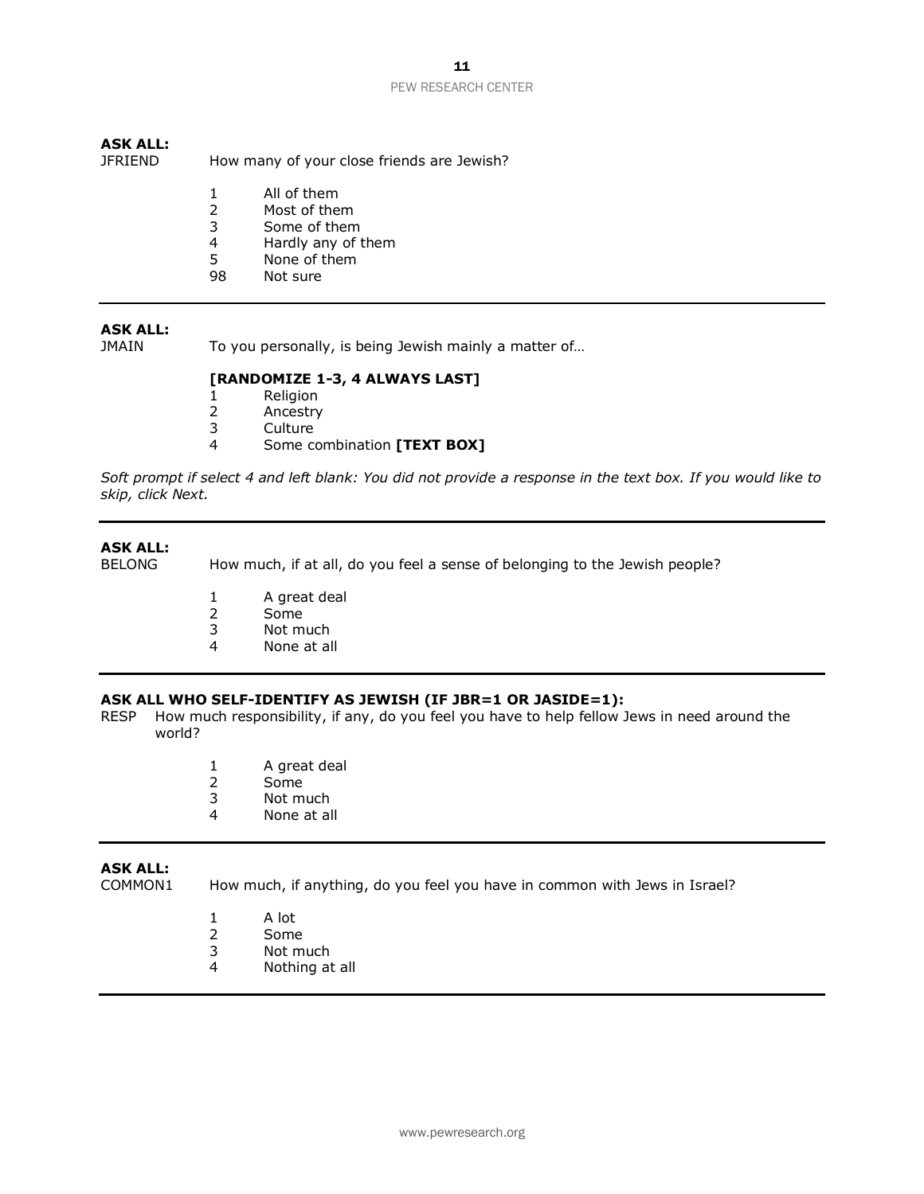**ASK ALL:**

JFRIEND How many of your close friends are Jewish?

1 All of them
2 Most of them
3 Some of them
4 Hardly any of them
5 None of them
98 Not sure

---

**ASK ALL:**

JMAIN To you personally, is being Jewish mainly a matter of…

**[RANDOMIZE 1-3, 4 ALWAYS LAST]**

1 Religion
2 Ancestry
3 Culture
4 Some combination **[TEXT BOX]**

*Soft prompt if select 4 and left blank: You did not provide a response in the text box. If you would like to skip, click Next.*

---

**ASK ALL:**

BELONG How much, if at all, do you feel a sense of belonging to the Jewish people?

1 A great deal
2 Some
3 Not much
4 None at all

---

**ASK ALL WHO SELF-IDENTIFY AS JEWISH (IF JBR=1 OR JASIDE=1):**

RESP How much responsibility, if any, do you feel you have to help fellow Jews in need around the world?

1 A great deal
2 Some
3 Not much
4 None at all

---

**ASK ALL:**

COMMON1 How much, if anything, do you feel you have in common with Jews in Israel?

1 A lot
2 Some
3 Not much
4 Nothing at all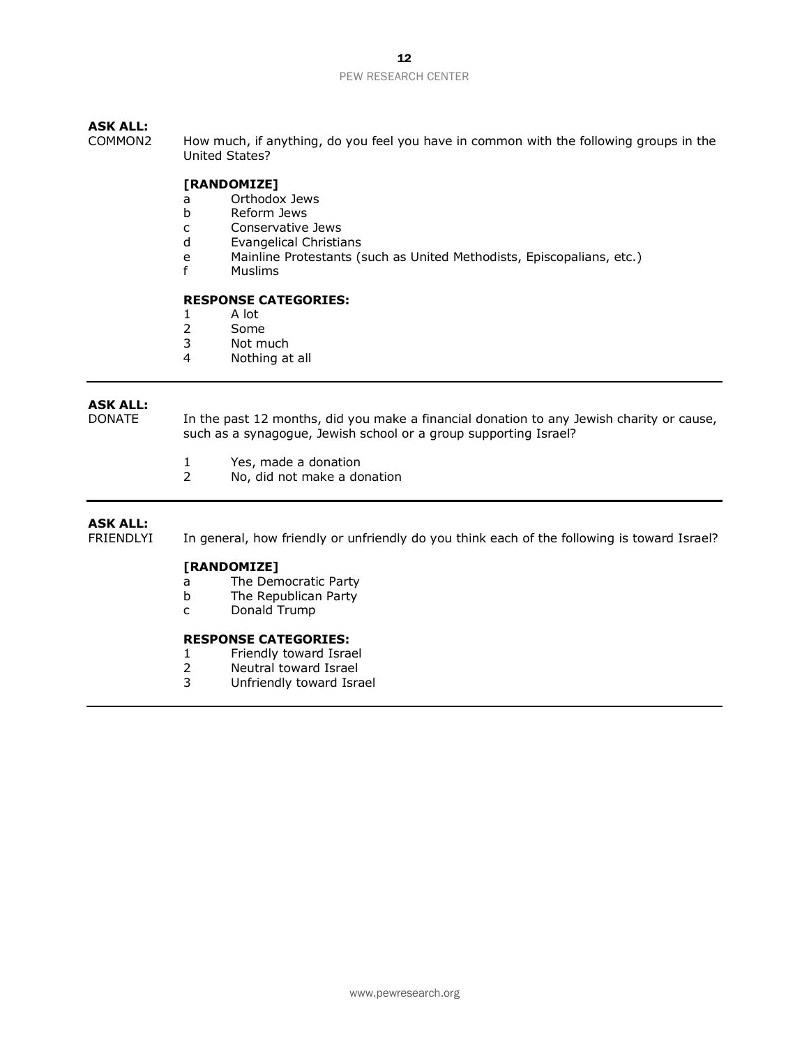**ASK ALL:**
COMMON2 How much, if anything, do you feel you have in common with the following groups in the United States?

**[RANDOMIZE]**
a Orthodox Jews
b Reform Jews
c Conservative Jews
d Evangelical Christians
e Mainline Protestants (such as United Methodists, Episcopalians, etc.)
f Muslims

**RESPONSE CATEGORIES:**
1 A lot
2 Some
3 Not much
4 Nothing at all

---

**ASK ALL:**
DONATE In the past 12 months, did you make a financial donation to any Jewish charity or cause, such as a synagogue, Jewish school or a group supporting Israel?

1 Yes, made a donation
2 No, did not make a donation

---

**ASK ALL:**
FRIENDLYI In general, how friendly or unfriendly do you think each of the following is toward Israel?

**[RANDOMIZE]**
a The Democratic Party
b The Republican Party
c Donald Trump

**RESPONSE CATEGORIES:**
1 Friendly toward Israel
2 Neutral toward Israel
3 Unfriendly toward Israel

---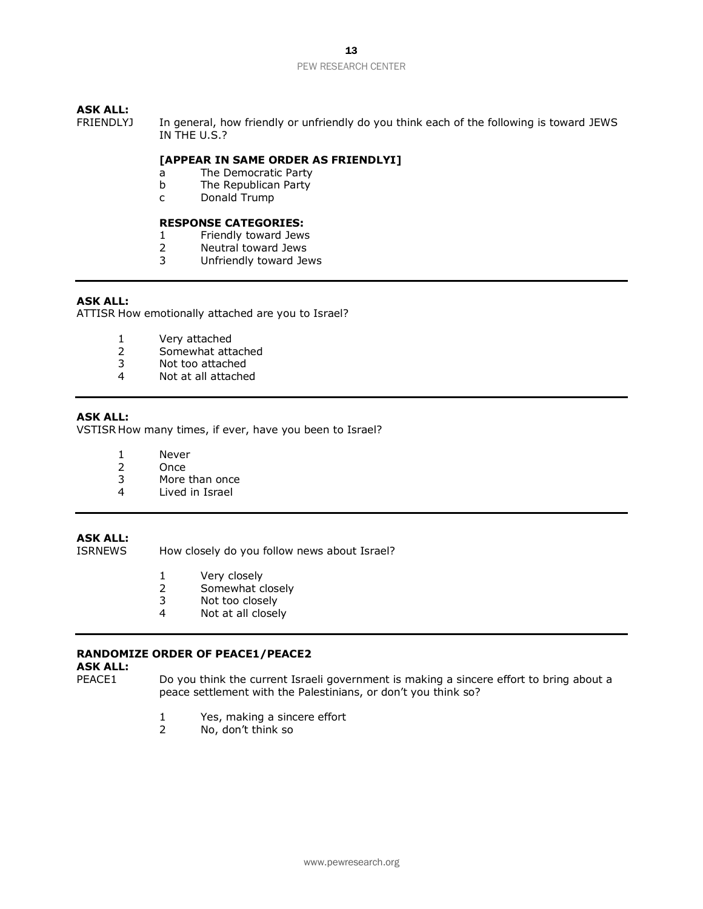**ASK ALL:**

FRIENDLYJ In general, how friendly or unfriendly do you think each of the following is toward JEWS IN THE U.S.?

**[APPEAR IN SAME ORDER AS FRIENDLYI]**

- a The Democratic Party
- b The Republican Party
- c Donald Trump

**RESPONSE CATEGORIES:**

1. Friendly toward Jews
2. Neutral toward Jews
3. Unfriendly toward Jews

---

**ASK ALL:**

ATTISR How emotionally attached are you to Israel?

1. Very attached
2. Somewhat attached
3. Not too attached
4. Not at all attached

---

**ASK ALL:**

VSTISR How many times, if ever, have you been to Israel?

1. Never
2. Once
3. More than once
4. Lived in Israel

---

**ASK ALL:**

ISRNEWS How closely do you follow news about Israel?

1. Very closely
2. Somewhat closely
3. Not too closely
4. Not at all closely

---

**RANDOMIZE ORDER OF PEACE1/PEACE2**

**ASK ALL:**

PEACE1 Do you think the current Israeli government is making a sincere effort to bring about a peace settlement with the Palestinians, or don't you think so?

1. Yes, making a sincere effort
2. No, don't think so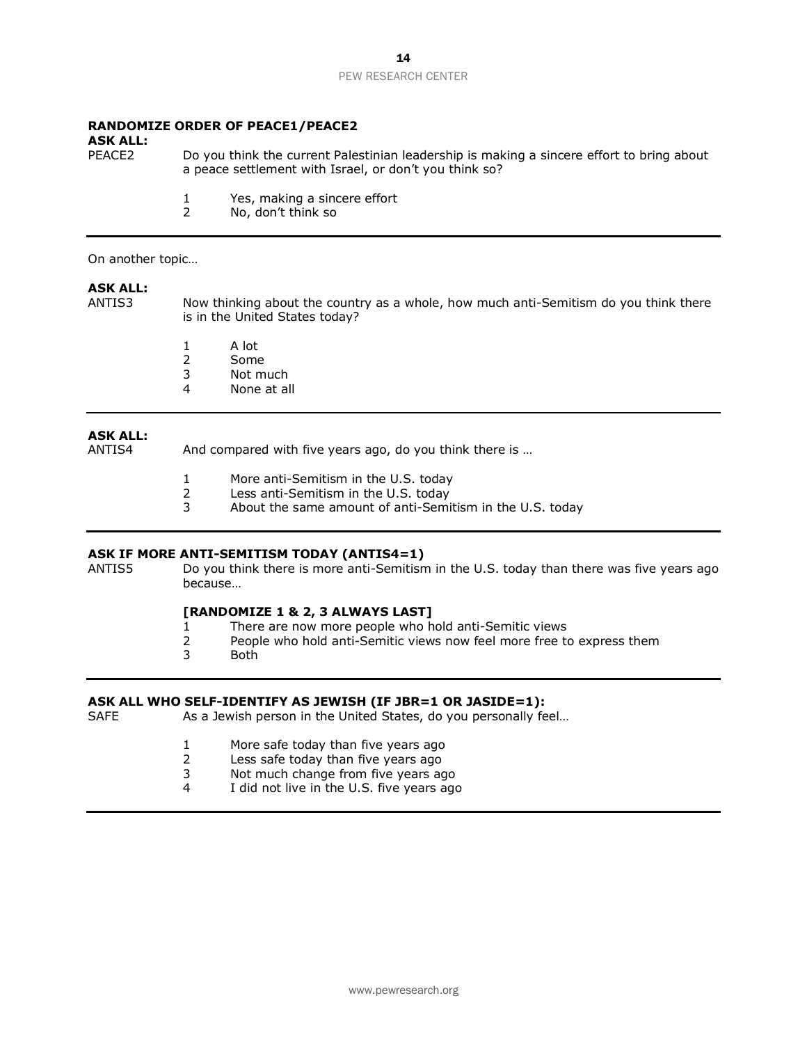**RANDOMIZE ORDER OF PEACE1/PEACE2**

**ASK ALL:**

PEACE2 Do you think the current Palestinian leadership is making a sincere effort to bring about a peace settlement with Israel, or don't you think so?

1 Yes, making a sincere effort
2 No, don't think so

---

On another topic…

**ASK ALL:**

ANTIS3 Now thinking about the country as a whole, how much anti-Semitism do you think there is in the United States today?

1 A lot
2 Some
3 Not much
4 None at all

---

**ASK ALL:**

ANTIS4 And compared with five years ago, do you think there is …

1 More anti-Semitism in the U.S. today
2 Less anti-Semitism in the U.S. today
3 About the same amount of anti-Semitism in the U.S. today

---

**ASK IF MORE ANTI-SEMITISM TODAY (ANTIS4=1)**

ANTIS5 Do you think there is more anti-Semitism in the U.S. today than there was five years ago because…

**[RANDOMIZE 1 & 2, 3 ALWAYS LAST]**

1 There are now more people who hold anti-Semitic views
2 People who hold anti-Semitic views now feel more free to express them
3 Both

---

**ASK ALL WHO SELF-IDENTIFY AS JEWISH (IF JBR=1 OR JASIDE=1):**

SAFE As a Jewish person in the United States, do you personally feel…

1 More safe today than five years ago
2 Less safe today than five years ago
3 Not much change from five years ago
4 I did not live in the U.S. five years ago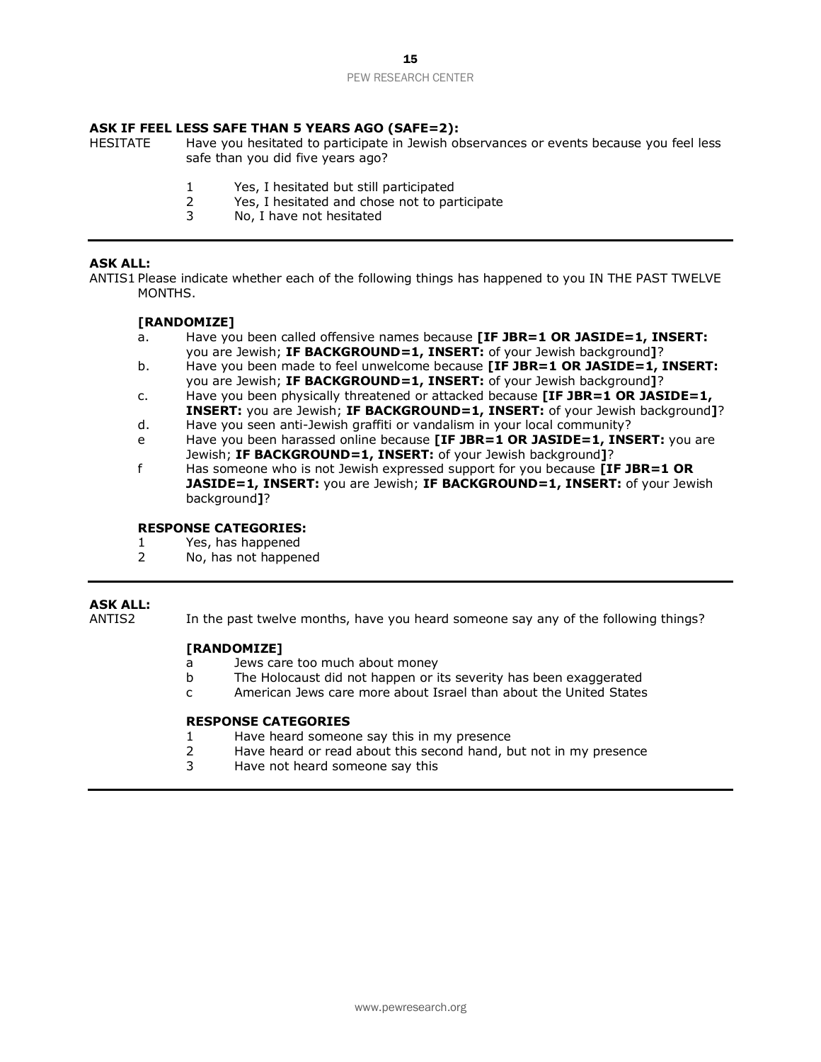**ASK IF FEEL LESS SAFE THAN 5 YEARS AGO (SAFE=2):**

HESITATE Have you hesitated to participate in Jewish observances or events because you feel less safe than you did five years ago?

1 Yes, I hesitated but still participated
2 Yes, I hesitated and chose not to participate
3 No, I have not hesitated

---

**ASK ALL:**

ANTIS1 Please indicate whether each of the following things has happened to you IN THE PAST TWELVE MONTHS.

**[RANDOMIZE]**

a. Have you been called offensive names because **[IF JBR=1 OR JASIDE=1, INSERT:** you are Jewish; **IF BACKGROUND=1, INSERT:** of your Jewish background**]**?
b. Have you been made to feel unwelcome because **[IF JBR=1 OR JASIDE=1, INSERT:** you are Jewish; **IF BACKGROUND=1, INSERT:** of your Jewish background**]**?
c. Have you been physically threatened or attacked because **[IF JBR=1 OR JASIDE=1, INSERT:** you are Jewish; **IF BACKGROUND=1, INSERT:** of your Jewish background**]**?
d. Have you seen anti-Jewish graffiti or vandalism in your local community?
e Have you been harassed online because **[IF JBR=1 OR JASIDE=1, INSERT:** you are Jewish; **IF BACKGROUND=1, INSERT:** of your Jewish background**]**?
f Has someone who is not Jewish expressed support for you because **[IF JBR=1 OR JASIDE=1, INSERT:** you are Jewish; **IF BACKGROUND=1, INSERT:** of your Jewish background**]**?

**RESPONSE CATEGORIES:**

1 Yes, has happened
2 No, has not happened

---

**ASK ALL:**

ANTIS2 In the past twelve months, have you heard someone say any of the following things?

**[RANDOMIZE]**

a Jews care too much about money
b The Holocaust did not happen or its severity has been exaggerated
c American Jews care more about Israel than about the United States

**RESPONSE CATEGORIES**

1 Have heard someone say this in my presence
2 Have heard or read about this second hand, but not in my presence
3 Have not heard someone say this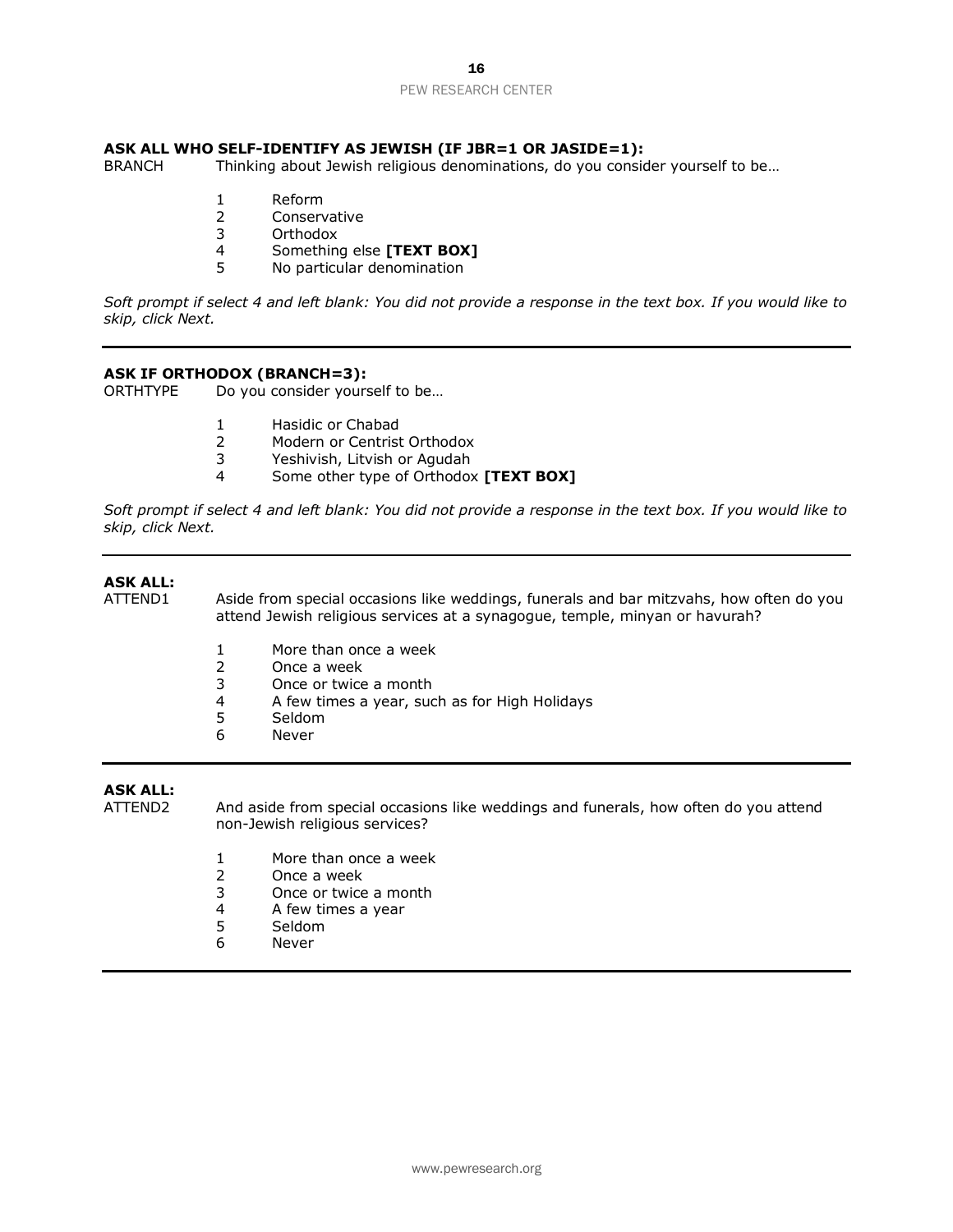**ASK ALL WHO SELF-IDENTIFY AS JEWISH (IF JBR=1 OR JASIDE=1):**

BRANCH Thinking about Jewish religious denominations, do you consider yourself to be…

1 Reform
2 Conservative
3 Orthodox
4 Something else **[TEXT BOX]**
5 No particular denomination

*Soft prompt if select 4 and left blank: You did not provide a response in the text box. If you would like to skip, click Next.*

---

**ASK IF ORTHODOX (BRANCH=3):**

ORTHTYPE Do you consider yourself to be…

1 Hasidic or Chabad
2 Modern or Centrist Orthodox
3 Yeshivish, Litvish or Agudah
4 Some other type of Orthodox **[TEXT BOX]**

*Soft prompt if select 4 and left blank: You did not provide a response in the text box. If you would like to skip, click Next.*

---

**ASK ALL:**

ATTEND1 Aside from special occasions like weddings, funerals and bar mitzvahs, how often do you attend Jewish religious services at a synagogue, temple, minyan or havurah?

1 More than once a week
2 Once a week
3 Once or twice a month
4 A few times a year, such as for High Holidays
5 Seldom
6 Never

---

**ASK ALL:**

ATTEND2 And aside from special occasions like weddings and funerals, how often do you attend non-Jewish religious services?

1 More than once a week
2 Once a week
3 Once or twice a month
4 A few times a year
5 Seldom
6 Never

---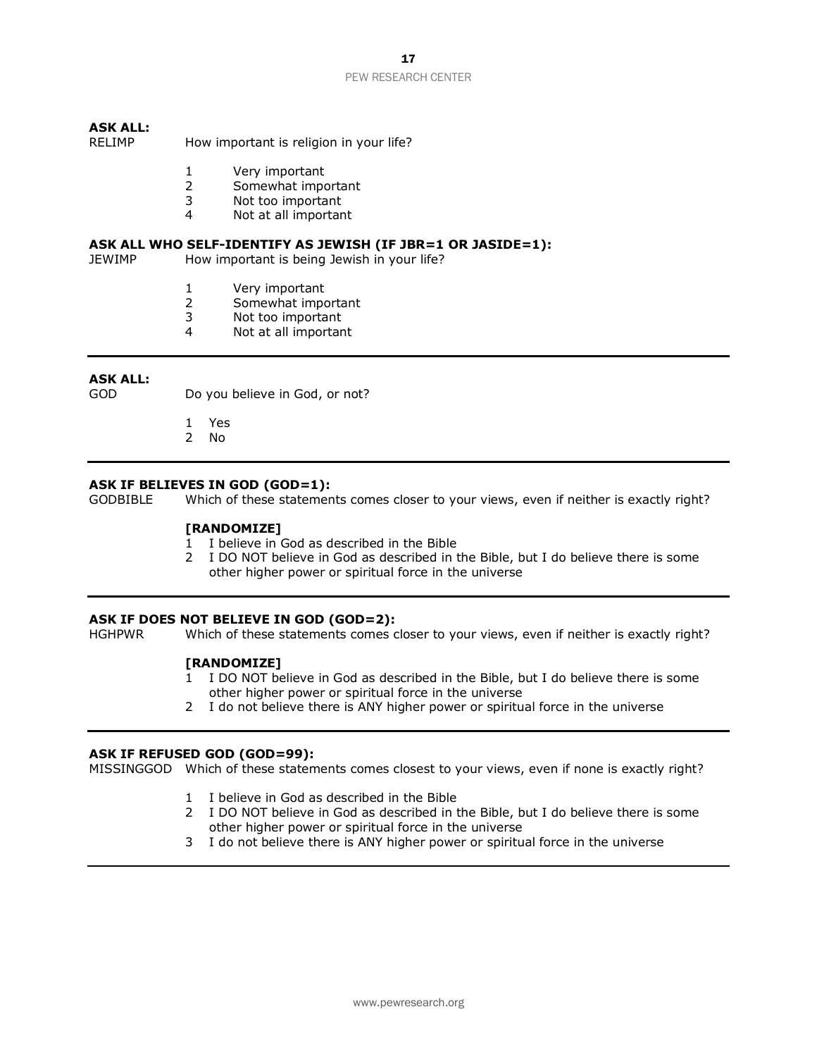**ASK ALL:**

RELIMP How important is religion in your life?

1 Very important
2 Somewhat important
3 Not too important
4 Not at all important

**ASK ALL WHO SELF-IDENTIFY AS JEWISH (IF JBR=1 OR JASIDE=1):**

JEWIMP How important is being Jewish in your life?

1 Very important
2 Somewhat important
3 Not too important
4 Not at all important

---

**ASK ALL:**

GOD Do you believe in God, or not?

1 Yes
2 No

---

**ASK IF BELIEVES IN GOD (GOD=1):**

GODBIBLE Which of these statements comes closer to your views, even if neither is exactly right?

**[RANDOMIZE]**

1 I believe in God as described in the Bible
2 I DO NOT believe in God as described in the Bible, but I do believe there is some other higher power or spiritual force in the universe

---

**ASK IF DOES NOT BELIEVE IN GOD (GOD=2):**

HGHPWR Which of these statements comes closer to your views, even if neither is exactly right?

**[RANDOMIZE]**

1 I DO NOT believe in God as described in the Bible, but I do believe there is some other higher power or spiritual force in the universe
2 I do not believe there is ANY higher power or spiritual force in the universe

---

**ASK IF REFUSED GOD (GOD=99):**

MISSINGGOD Which of these statements comes closest to your views, even if none is exactly right?

1 I believe in God as described in the Bible
2 I DO NOT believe in God as described in the Bible, but I do believe there is some other higher power or spiritual force in the universe
3 I do not believe there is ANY higher power or spiritual force in the universe

---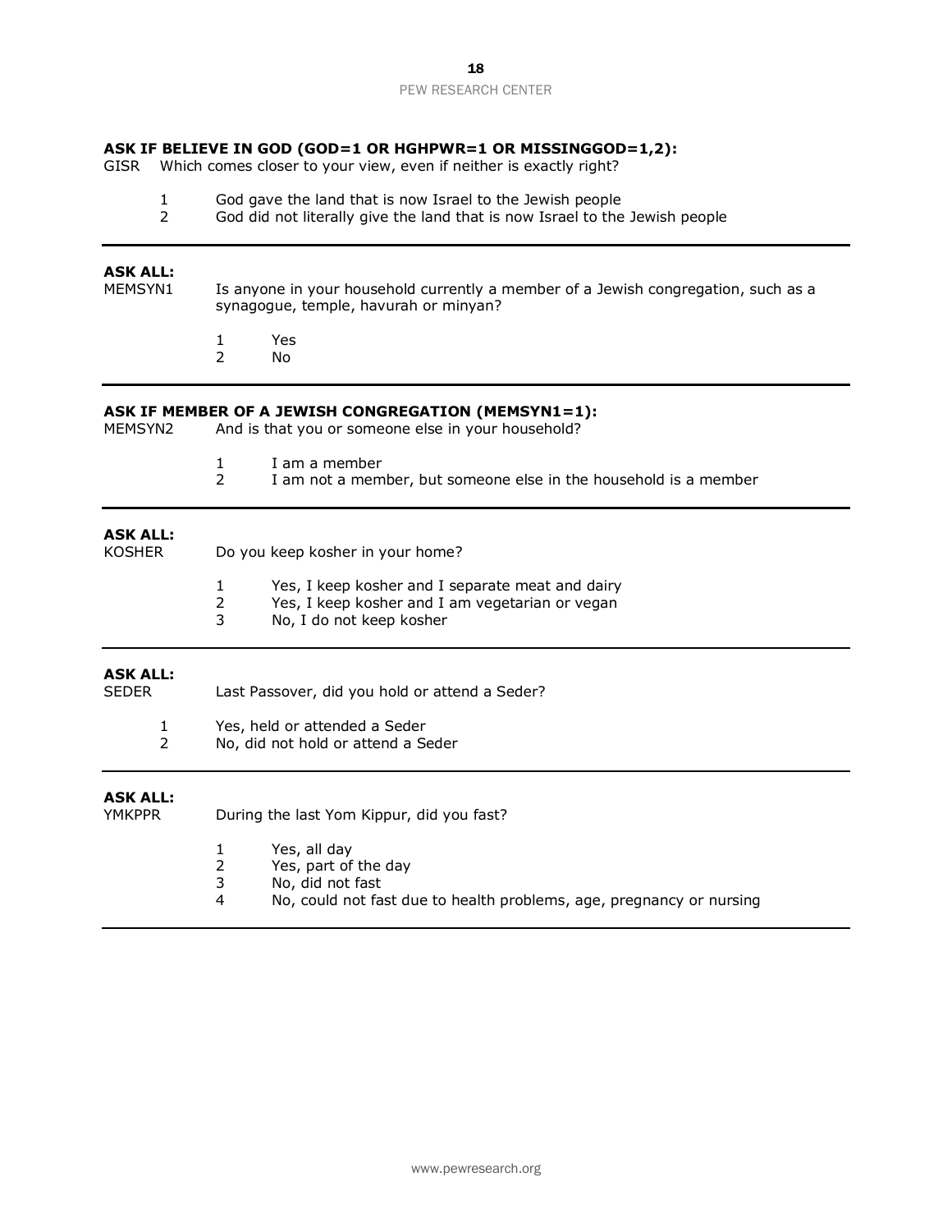**ASK IF BELIEVE IN GOD (GOD=1 OR HGHPWR=1 OR MISSINGGOD=1,2):**

GISR Which comes closer to your view, even if neither is exactly right?

1 God gave the land that is now Israel to the Jewish people
2 God did not literally give the land that is now Israel to the Jewish people

---

**ASK ALL:**

MEMSYN1 Is anyone in your household currently a member of a Jewish congregation, such as a synagogue, temple, havurah or minyan?

1 Yes
2 No

---

**ASK IF MEMBER OF A JEWISH CONGREGATION (MEMSYN1=1):**

MEMSYN2 And is that you or someone else in your household?

1 I am a member
2 I am not a member, but someone else in the household is a member

---

**ASK ALL:**

KOSHER Do you keep kosher in your home?

1 Yes, I keep kosher and I separate meat and dairy
2 Yes, I keep kosher and I am vegetarian or vegan
3 No, I do not keep kosher

---

**ASK ALL:**

SEDER Last Passover, did you hold or attend a Seder?

1 Yes, held or attended a Seder
2 No, did not hold or attend a Seder

---

**ASK ALL:**

YMKPPR During the last Yom Kippur, did you fast?

1 Yes, all day
2 Yes, part of the day
3 No, did not fast
4 No, could not fast due to health problems, age, pregnancy or nursing

---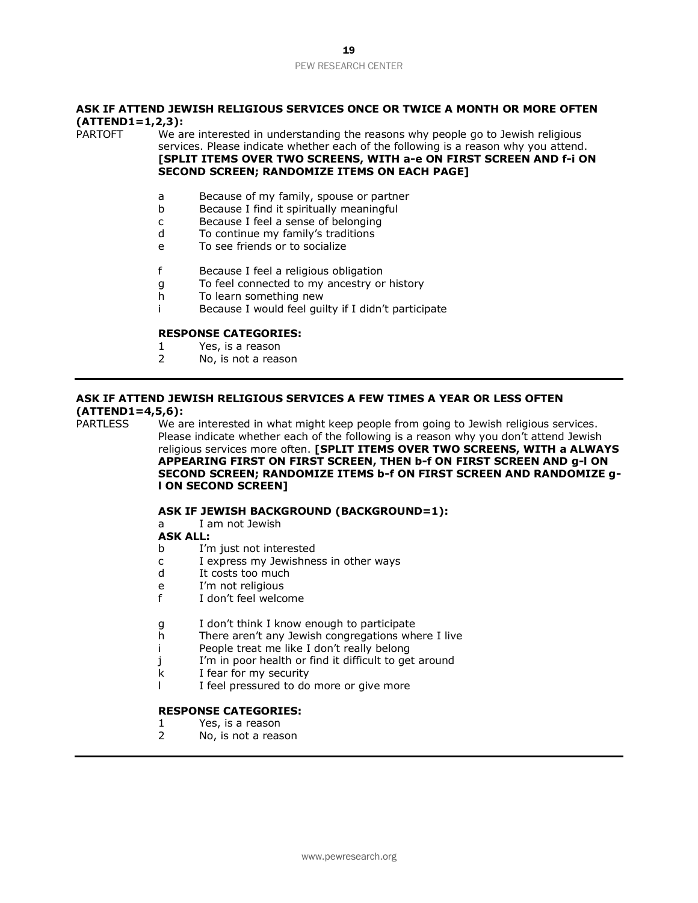**ASK IF ATTEND JEWISH RELIGIOUS SERVICES ONCE OR TWICE A MONTH OR MORE OFTEN (ATTEND1=1,2,3):**

PARTOFT We are interested in understanding the reasons why people go to Jewish religious services. Please indicate whether each of the following is a reason why you attend. **[SPLIT ITEMS OVER TWO SCREENS, WITH a-e ON FIRST SCREEN AND f-i ON SECOND SCREEN; RANDOMIZE ITEMS ON EACH PAGE]**

a Because of my family, spouse or partner
b Because I find it spiritually meaningful
c Because I feel a sense of belonging
d To continue my family's traditions
e To see friends or to socialize

f Because I feel a religious obligation
g To feel connected to my ancestry or history
h To learn something new
i Because I would feel guilty if I didn't participate

**RESPONSE CATEGORIES:**
1 Yes, is a reason
2 No, is not a reason

---

**ASK IF ATTEND JEWISH RELIGIOUS SERVICES A FEW TIMES A YEAR OR LESS OFTEN (ATTEND1=4,5,6):**

PARTLESS We are interested in what might keep people from going to Jewish religious services. Please indicate whether each of the following is a reason why you don't attend Jewish religious services more often. **[SPLIT ITEMS OVER TWO SCREENS, WITH a ALWAYS APPEARING FIRST ON FIRST SCREEN, THEN b-f ON FIRST SCREEN AND g-l ON SECOND SCREEN; RANDOMIZE ITEMS b-f ON FIRST SCREEN AND RANDOMIZE g-l ON SECOND SCREEN]**

**ASK IF JEWISH BACKGROUND (BACKGROUND=1):**
a I am not Jewish

**ASK ALL:**
b I'm just not interested
c I express my Jewishness in other ways
d It costs too much
e I'm not religious
f I don't feel welcome

g I don't think I know enough to participate
h There aren't any Jewish congregations where I live
i People treat me like I don't really belong
j I'm in poor health or find it difficult to get around
k I fear for my security
l I feel pressured to do more or give more

**RESPONSE CATEGORIES:**
1 Yes, is a reason
2 No, is not a reason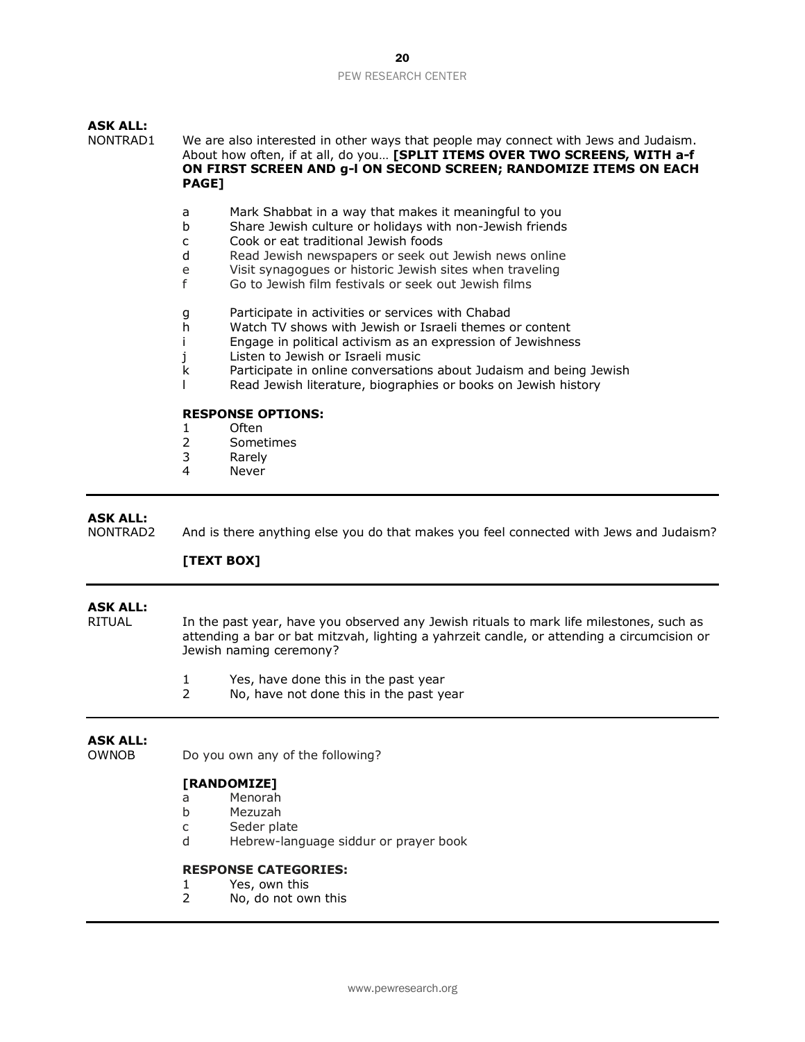**ASK ALL:**

NONTRAD1 We are also interested in other ways that people may connect with Jews and Judaism. About how often, if at all, do you… **[SPLIT ITEMS OVER TWO SCREENS, WITH a-f ON FIRST SCREEN AND g-l ON SECOND SCREEN; RANDOMIZE ITEMS ON EACH PAGE]**

a Mark Shabbat in a way that makes it meaningful to you
b Share Jewish culture or holidays with non-Jewish friends
c Cook or eat traditional Jewish foods
d Read Jewish newspapers or seek out Jewish news online
e Visit synagogues or historic Jewish sites when traveling
f Go to Jewish film festivals or seek out Jewish films

g Participate in activities or services with Chabad
h Watch TV shows with Jewish or Israeli themes or content
i Engage in political activism as an expression of Jewishness
j Listen to Jewish or Israeli music
k Participate in online conversations about Judaism and being Jewish
l Read Jewish literature, biographies or books on Jewish history

**RESPONSE OPTIONS:**
1 Often
2 Sometimes
3 Rarely
4 Never

---

**ASK ALL:**

NONTRAD2 And is there anything else you do that makes you feel connected with Jews and Judaism?

**[TEXT BOX]**

---

**ASK ALL:**

RITUAL In the past year, have you observed any Jewish rituals to mark life milestones, such as attending a bar or bat mitzvah, lighting a yahrzeit candle, or attending a circumcision or Jewish naming ceremony?

1 Yes, have done this in the past year
2 No, have not done this in the past year

---

**ASK ALL:**

OWNOB Do you own any of the following?

**[RANDOMIZE]**
a Menorah
b Mezuzah
c Seder plate
d Hebrew-language siddur or prayer book

**RESPONSE CATEGORIES:**
1 Yes, own this
2 No, do not own this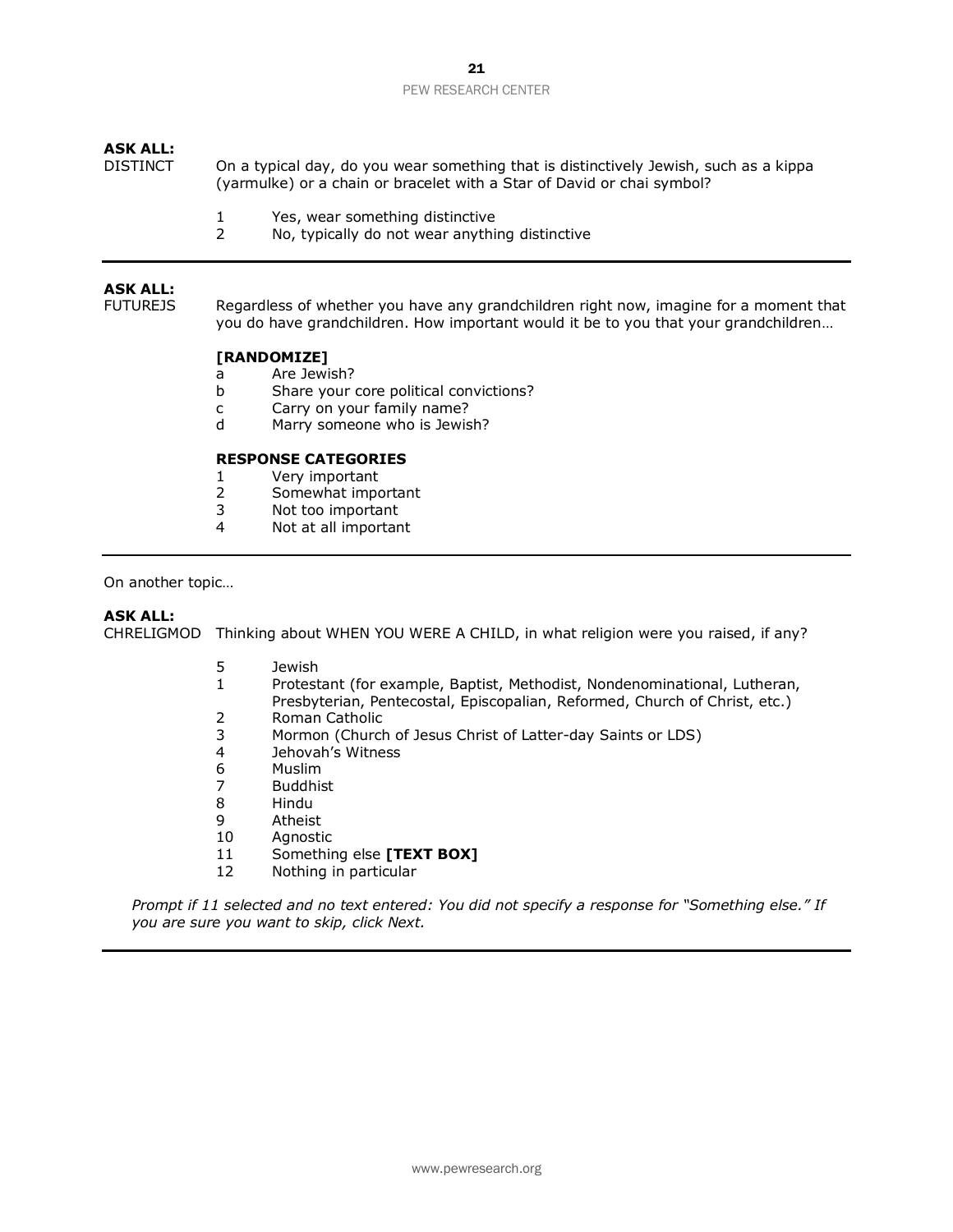**ASK ALL:**

DISTINCT On a typical day, do you wear something that is distinctively Jewish, such as a kippa (yarmulke) or a chain or bracelet with a Star of David or chai symbol?

1 Yes, wear something distinctive
2 No, typically do not wear anything distinctive

---

**ASK ALL:**

FUTUREJS Regardless of whether you have any grandchildren right now, imagine for a moment that you do have grandchildren. How important would it be to you that your grandchildren…

**[RANDOMIZE]**

a Are Jewish?
b Share your core political convictions?
c Carry on your family name?
d Marry someone who is Jewish?

**RESPONSE CATEGORIES**

1 Very important
2 Somewhat important
3 Not too important
4 Not at all important

---

On another topic…

**ASK ALL:**

CHRELIGMOD Thinking about WHEN YOU WERE A CHILD, in what religion were you raised, if any?

5 Jewish
1 Protestant (for example, Baptist, Methodist, Nondenominational, Lutheran, Presbyterian, Pentecostal, Episcopalian, Reformed, Church of Christ, etc.)
2 Roman Catholic
3 Mormon (Church of Jesus Christ of Latter-day Saints or LDS)
4 Jehovah's Witness
6 Muslim
7 Buddhist
8 Hindu
9 Atheist
10 Agnostic
11 Something else **[TEXT BOX]**
12 Nothing in particular

*Prompt if 11 selected and no text entered: You did not specify a response for "Something else." If you are sure you want to skip, click Next.*

---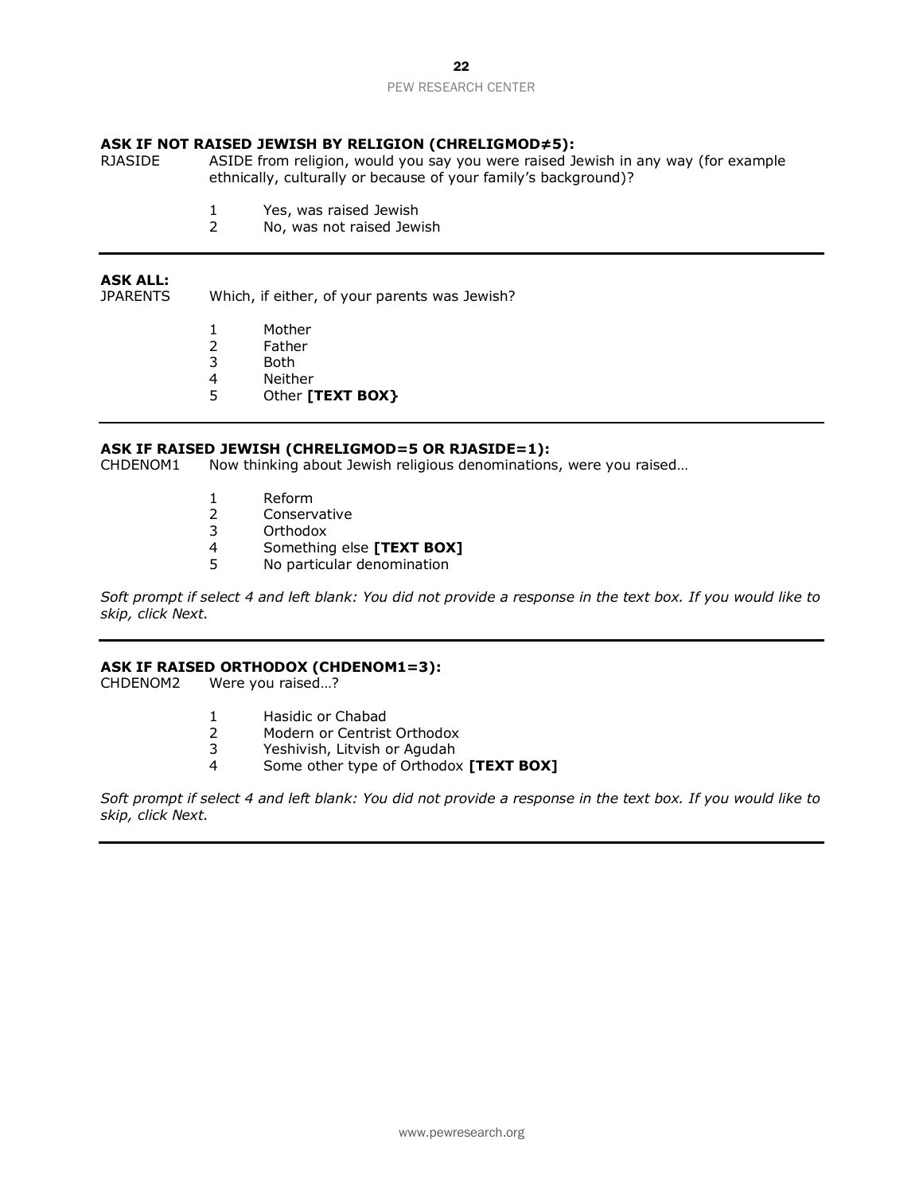**ASK IF NOT RAISED JEWISH BY RELIGION (CHRELIGMOD≠5):**

RJASIDE ASIDE from religion, would you say you were raised Jewish in any way (for example ethnically, culturally or because of your family's background)?

1 Yes, was raised Jewish
2 No, was not raised Jewish

---

**ASK ALL:**

JPARENTS Which, if either, of your parents was Jewish?

1 Mother
2 Father
3 Both
4 Neither
5 Other **[TEXT BOX}**

---

**ASK IF RAISED JEWISH (CHRELIGMOD=5 OR RJASIDE=1):**

CHDENOM1 Now thinking about Jewish religious denominations, were you raised…

1 Reform
2 Conservative
3 Orthodox
4 Something else **[TEXT BOX]**
5 No particular denomination

*Soft prompt if select 4 and left blank: You did not provide a response in the text box. If you would like to skip, click Next.*

---

**ASK IF RAISED ORTHODOX (CHDENOM1=3):**

CHDENOM2 Were you raised…?

1 Hasidic or Chabad
2 Modern or Centrist Orthodox
3 Yeshivish, Litvish or Agudah
4 Some other type of Orthodox **[TEXT BOX]**

*Soft prompt if select 4 and left blank: You did not provide a response in the text box. If you would like to skip, click Next.*

---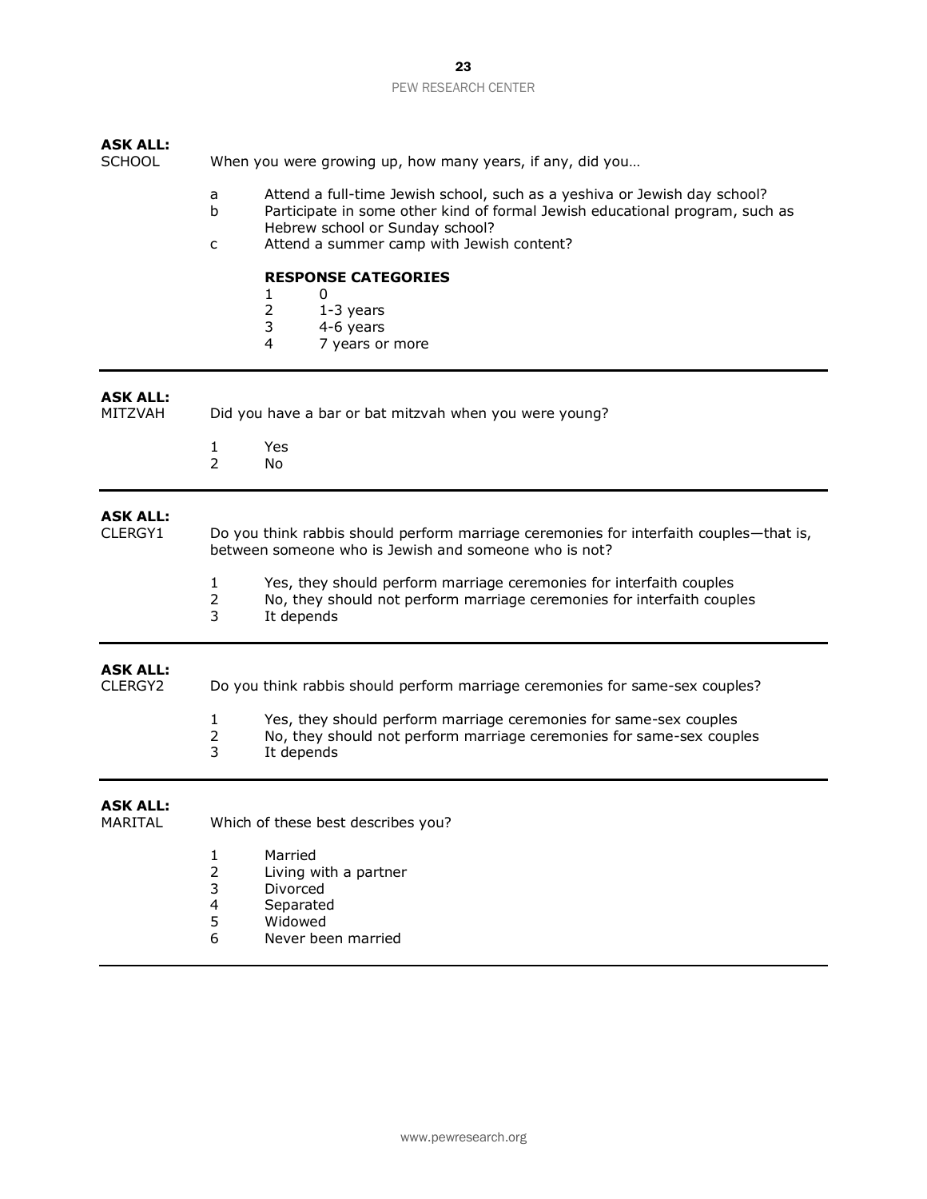**ASK ALL:**
SCHOOL When you were growing up, how many years, if any, did you…

a Attend a full-time Jewish school, such as a yeshiva or Jewish day school?
b Participate in some other kind of formal Jewish educational program, such as Hebrew school or Sunday school?
c Attend a summer camp with Jewish content?

**RESPONSE CATEGORIES**
1 0
2 1-3 years
3 4-6 years
4 7 years or more

---

**ASK ALL:**
MITZVAH Did you have a bar or bat mitzvah when you were young?

1 Yes
2 No

---

**ASK ALL:**
CLERGY1 Do you think rabbis should perform marriage ceremonies for interfaith couples—that is, between someone who is Jewish and someone who is not?

1 Yes, they should perform marriage ceremonies for interfaith couples
2 No, they should not perform marriage ceremonies for interfaith couples
3 It depends

---

**ASK ALL:**
CLERGY2 Do you think rabbis should perform marriage ceremonies for same-sex couples?

1 Yes, they should perform marriage ceremonies for same-sex couples
2 No, they should not perform marriage ceremonies for same-sex couples
3 It depends

---

**ASK ALL:**
MARITAL Which of these best describes you?

1 Married
2 Living with a partner
3 Divorced
4 Separated
5 Widowed
6 Never been married

---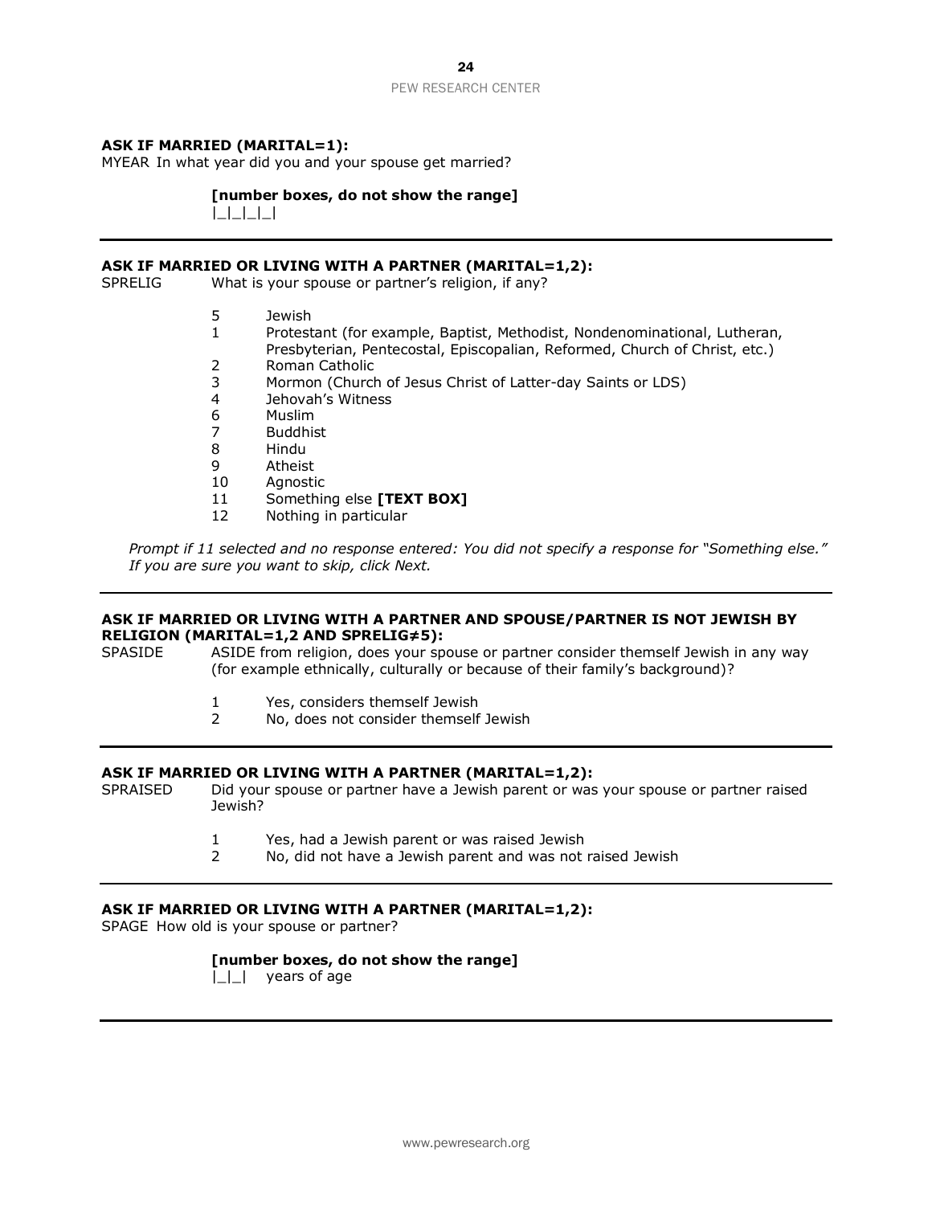**ASK IF MARRIED (MARITAL=1):**
MYEAR In what year did you and your spouse get married?

**[number boxes, do not show the range]**
|_|_|_|_|

---

**ASK IF MARRIED OR LIVING WITH A PARTNER (MARITAL=1,2):**
SPRELIG What is your spouse or partner's religion, if any?

5 Jewish
1 Protestant (for example, Baptist, Methodist, Nondenominational, Lutheran, Presbyterian, Pentecostal, Episcopalian, Reformed, Church of Christ, etc.)
2 Roman Catholic
3 Mormon (Church of Jesus Christ of Latter-day Saints or LDS)
4 Jehovah's Witness
6 Muslim
7 Buddhist
8 Hindu
9 Atheist
10 Agnostic
11 Something else **[TEXT BOX]**
12 Nothing in particular

*Prompt if 11 selected and no response entered: You did not specify a response for "Something else." If you are sure you want to skip, click Next.*

---

**ASK IF MARRIED OR LIVING WITH A PARTNER AND SPOUSE/PARTNER IS NOT JEWISH BY RELIGION (MARITAL=1,2 AND SPRELIG≠5):**
SPASIDE ASIDE from religion, does your spouse or partner consider themself Jewish in any way (for example ethnically, culturally or because of their family's background)?

1 Yes, considers themself Jewish
2 No, does not consider themself Jewish

---

**ASK IF MARRIED OR LIVING WITH A PARTNER (MARITAL=1,2):**
SPRAISED Did your spouse or partner have a Jewish parent or was your spouse or partner raised Jewish?

1 Yes, had a Jewish parent or was raised Jewish
2 No, did not have a Jewish parent and was not raised Jewish

---

**ASK IF MARRIED OR LIVING WITH A PARTNER (MARITAL=1,2):**
SPAGE How old is your spouse or partner?

**[number boxes, do not show the range]**
|_|_| years of age

---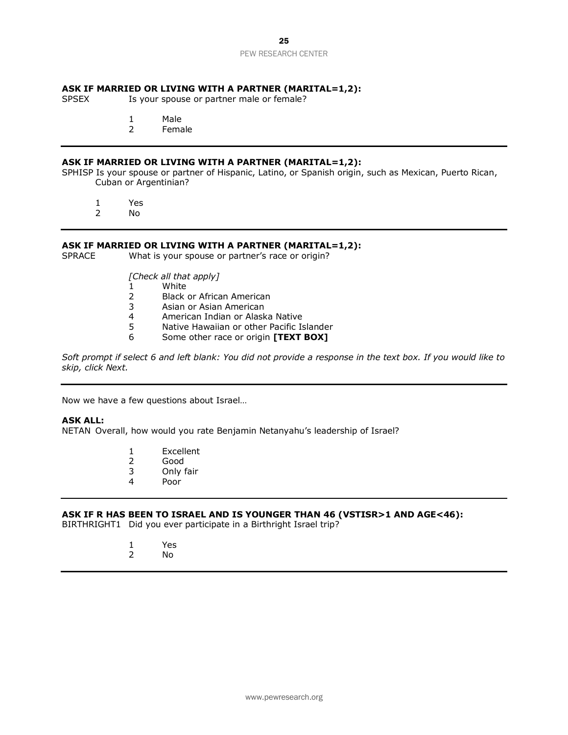**ASK IF MARRIED OR LIVING WITH A PARTNER (MARITAL=1,2):**

SPSEX Is your spouse or partner male or female?

1 Male
2 Female

---

**ASK IF MARRIED OR LIVING WITH A PARTNER (MARITAL=1,2):**

SPHISP Is your spouse or partner of Hispanic, Latino, or Spanish origin, such as Mexican, Puerto Rican, Cuban or Argentinian?

1 Yes
2 No

---

**ASK IF MARRIED OR LIVING WITH A PARTNER (MARITAL=1,2):**

SPRACE What is your spouse or partner's race or origin?

*[Check all that apply]*

1 White
2 Black or African American
3 Asian or Asian American
4 American Indian or Alaska Native
5 Native Hawaiian or other Pacific Islander
6 Some other race or origin **[TEXT BOX]**

*Soft prompt if select 6 and left blank: You did not provide a response in the text box. If you would like to skip, click Next.*

---

Now we have a few questions about Israel…

**ASK ALL:**

NETAN Overall, how would you rate Benjamin Netanyahu's leadership of Israel?

1 Excellent
2 Good
3 Only fair
4 Poor

---

**ASK IF R HAS BEEN TO ISRAEL AND IS YOUNGER THAN 46 (VSTISR>1 AND AGE<46):**

BIRTHRIGHT1 Did you ever participate in a Birthright Israel trip?

1 Yes
2 No

---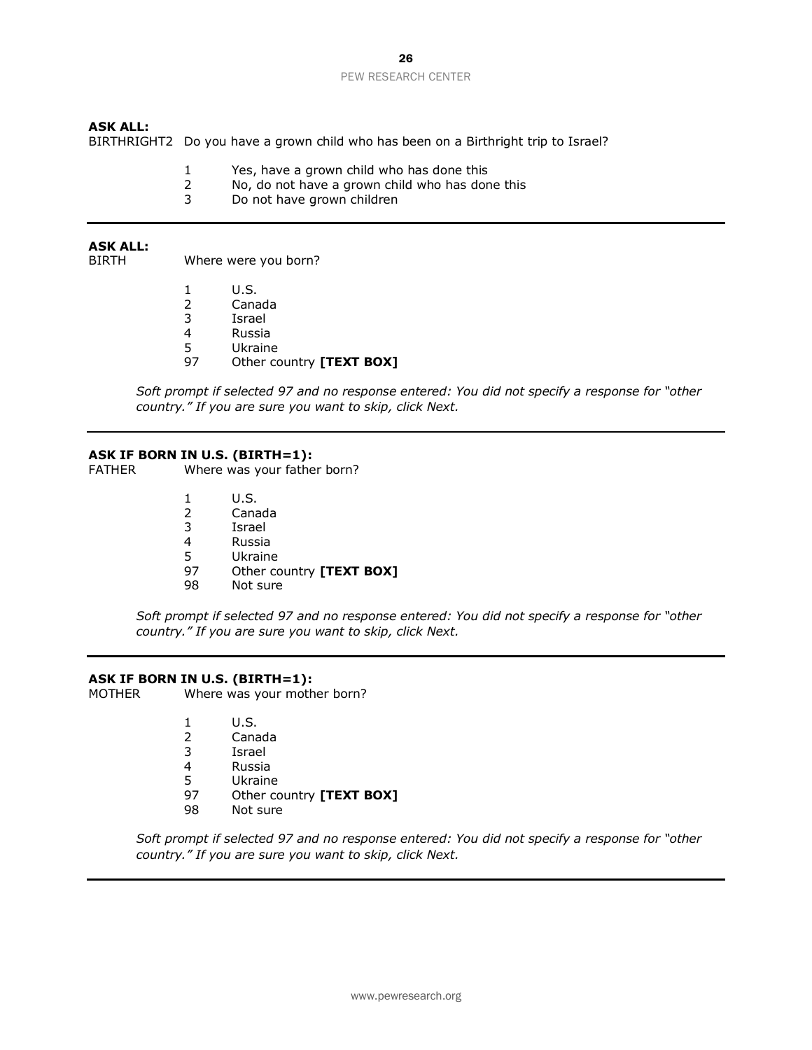**ASK ALL:**

BIRTHRIGHT2 Do you have a grown child who has been on a Birthright trip to Israel?

1 Yes, have a grown child who has done this
2 No, do not have a grown child who has done this
3 Do not have grown children

---

**ASK ALL:**

BIRTH Where were you born?

1 U.S.
2 Canada
3 Israel
4 Russia
5 Ukraine
97 Other country **[TEXT BOX]**

*Soft prompt if selected 97 and no response entered: You did not specify a response for "other country." If you are sure you want to skip, click Next.*

---

**ASK IF BORN IN U.S. (BIRTH=1):**

FATHER Where was your father born?

1 U.S.
2 Canada
3 Israel
4 Russia
5 Ukraine
97 Other country **[TEXT BOX]**
98 Not sure

*Soft prompt if selected 97 and no response entered: You did not specify a response for "other country." If you are sure you want to skip, click Next.*

---

**ASK IF BORN IN U.S. (BIRTH=1):**

MOTHER Where was your mother born?

1 U.S.
2 Canada
3 Israel
4 Russia
5 Ukraine
97 Other country **[TEXT BOX]**
98 Not sure

*Soft prompt if selected 97 and no response entered: You did not specify a response for "other country." If you are sure you want to skip, click Next.*

---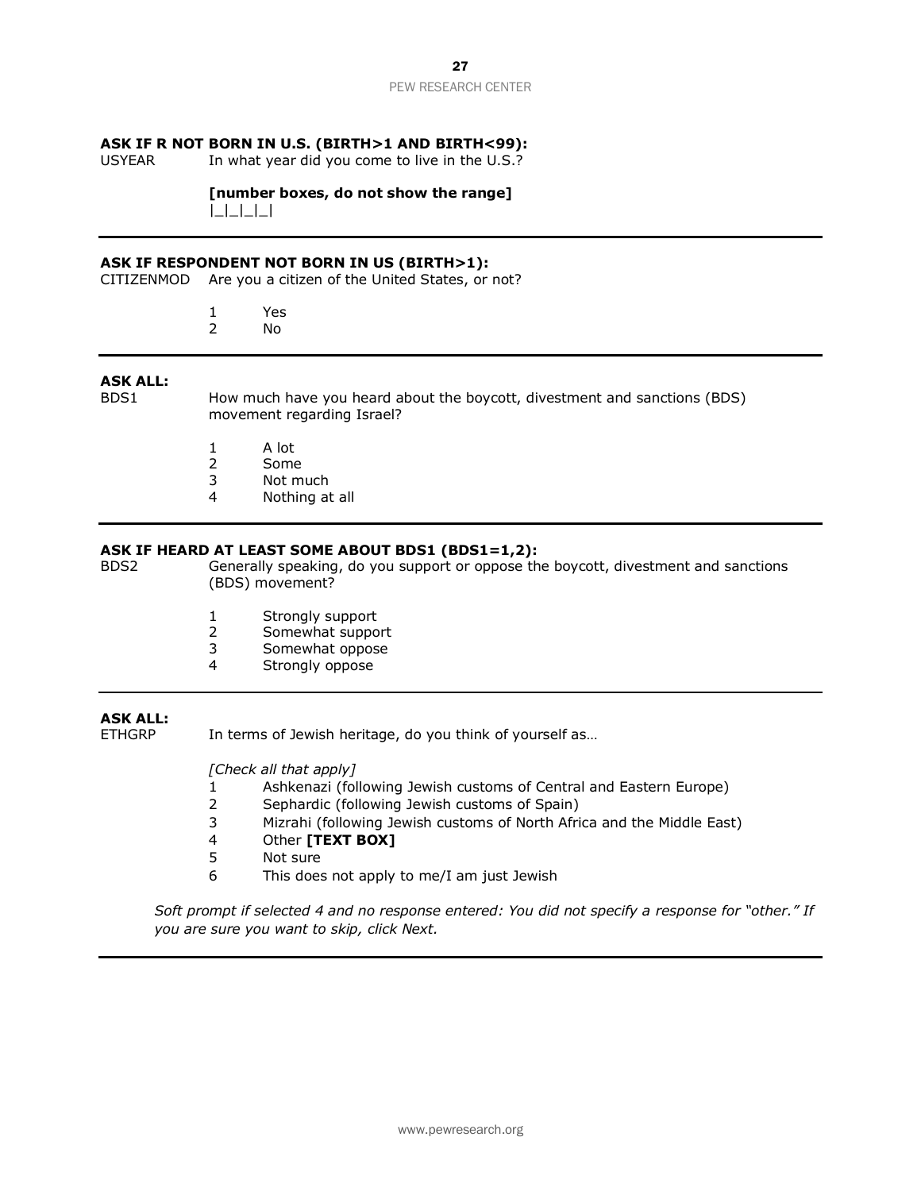**ASK IF R NOT BORN IN U.S. (BIRTH>1 AND BIRTH<99):**

USYEAR In what year did you come to live in the U.S.?

**[number boxes, do not show the range]**

|_|_|_|_|

---

**ASK IF RESPONDENT NOT BORN IN US (BIRTH>1):**

CITIZENMOD Are you a citizen of the United States, or not?

1 Yes
2 No

---

**ASK ALL:**

BDS1 How much have you heard about the boycott, divestment and sanctions (BDS) movement regarding Israel?

1 A lot
2 Some
3 Not much
4 Nothing at all

---

**ASK IF HEARD AT LEAST SOME ABOUT BDS1 (BDS1=1,2):**

BDS2 Generally speaking, do you support or oppose the boycott, divestment and sanctions (BDS) movement?

1 Strongly support
2 Somewhat support
3 Somewhat oppose
4 Strongly oppose

---

**ASK ALL:**

ETHGRP In terms of Jewish heritage, do you think of yourself as…

*[Check all that apply]*

1 Ashkenazi (following Jewish customs of Central and Eastern Europe)
2 Sephardic (following Jewish customs of Spain)
3 Mizrahi (following Jewish customs of North Africa and the Middle East)
4 Other **[TEXT BOX]**
5 Not sure
6 This does not apply to me/I am just Jewish

*Soft prompt if selected 4 and no response entered: You did not specify a response for "other." If you are sure you want to skip, click Next.*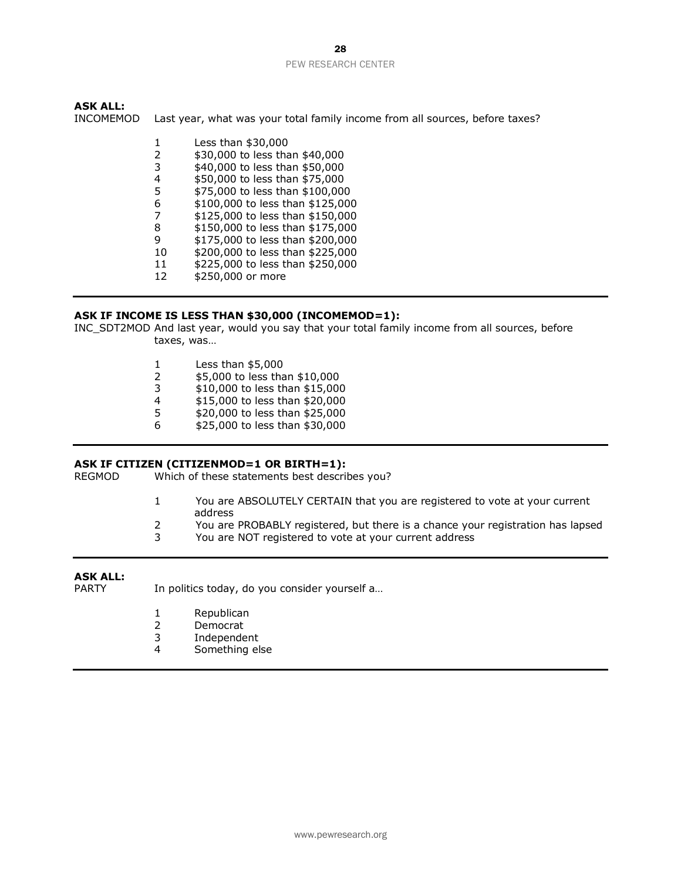**ASK ALL:**

INCOMEMOD Last year, what was your total family income from all sources, before taxes?

1 Less than $30,000
2 $30,000 to less than $40,000
3 $40,000 to less than $50,000
4 $50,000 to less than $75,000
5 $75,000 to less than $100,000
6 $100,000 to less than $125,000
7 $125,000 to less than $150,000
8 $150,000 to less than $175,000
9 $175,000 to less than $200,000
10 $200,000 to less than $225,000
11 $225,000 to less than $250,000
12 $250,000 or more

---

**ASK IF INCOME IS LESS THAN $30,000 (INCOMEMOD=1):**

INC_SDT2MOD And last year, would you say that your total family income from all sources, before taxes, was…

1 Less than $5,000
2 $5,000 to less than $10,000
3 $10,000 to less than $15,000
4 $15,000 to less than $20,000
5 $20,000 to less than $25,000
6 $25,000 to less than $30,000

---

**ASK IF CITIZEN (CITIZENMOD=1 OR BIRTH=1):**

REGMOD Which of these statements best describes you?

1 You are ABSOLUTELY CERTAIN that you are registered to vote at your current address
2 You are PROBABLY registered, but there is a chance your registration has lapsed
3 You are NOT registered to vote at your current address

---

**ASK ALL:**

PARTY In politics today, do you consider yourself a…

1 Republican
2 Democrat
3 Independent
4 Something else

---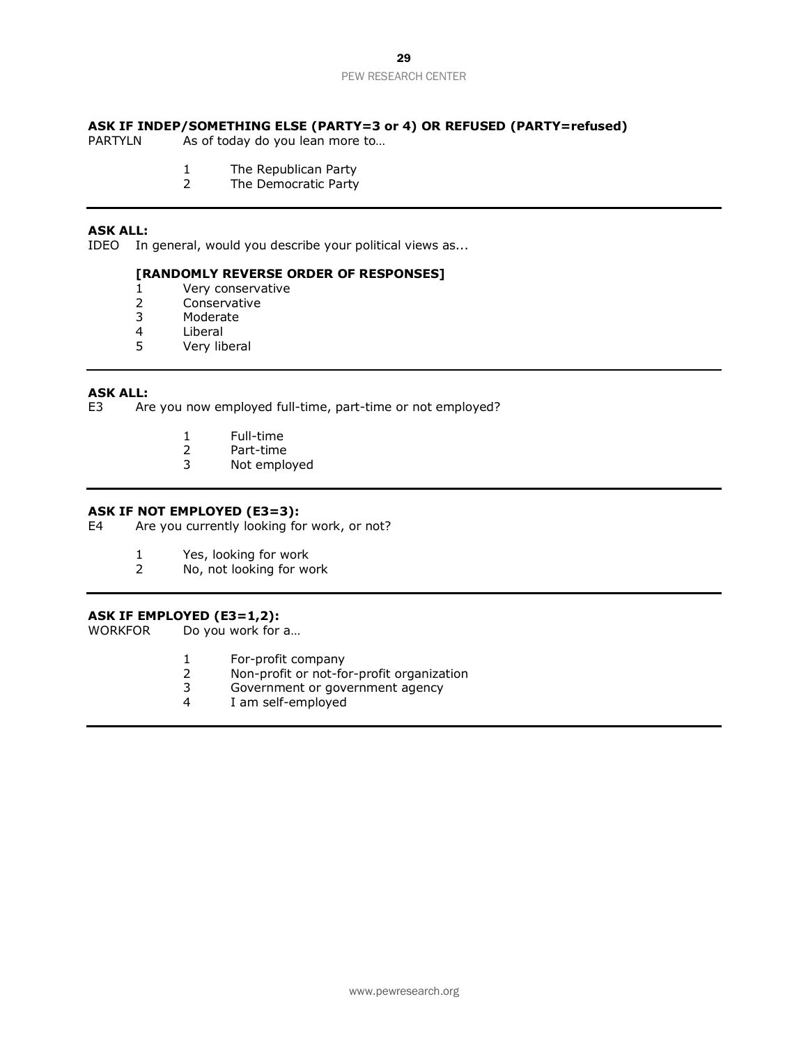**ASK IF INDEP/SOMETHING ELSE (PARTY=3 or 4) OR REFUSED (PARTY=refused)**

PARTYLN As of today do you lean more to…

1 The Republican Party
2 The Democratic Party

---

**ASK ALL:**

IDEO In general, would you describe your political views as...

**[RANDOMLY REVERSE ORDER OF RESPONSES]**

1 Very conservative
2 Conservative
3 Moderate
4 Liberal
5 Very liberal

---

**ASK ALL:**

E3 Are you now employed full-time, part-time or not employed?

1 Full-time
2 Part-time
3 Not employed

---

**ASK IF NOT EMPLOYED (E3=3):**

E4 Are you currently looking for work, or not?

1 Yes, looking for work
2 No, not looking for work

---

**ASK IF EMPLOYED (E3=1,2):**

WORKFOR Do you work for a…

1 For-profit company
2 Non-profit or not-for-profit organization
3 Government or government agency
4 I am self-employed

---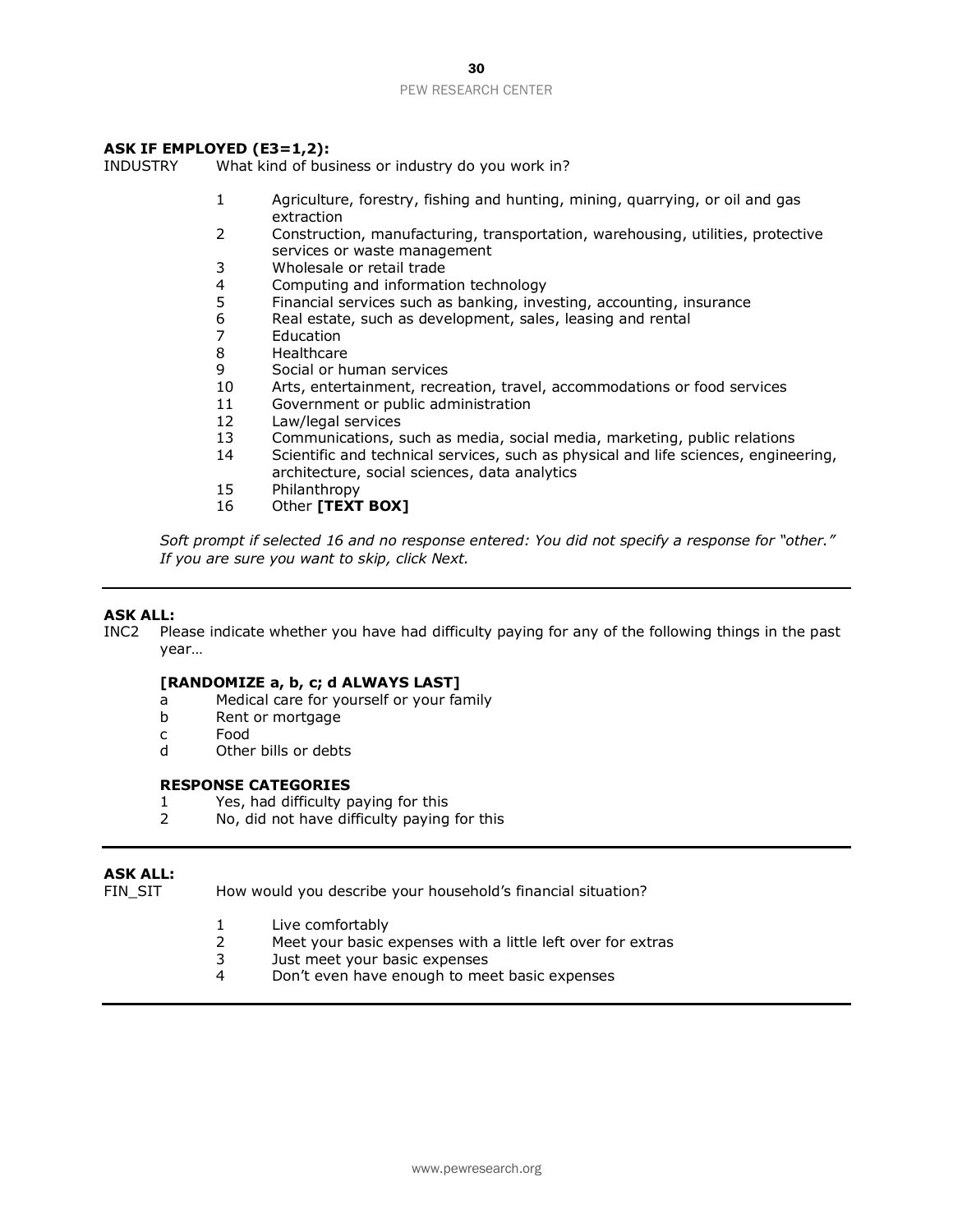**ASK IF EMPLOYED (E3=1,2):**

INDUSTRY What kind of business or industry do you work in?

1 Agriculture, forestry, fishing and hunting, mining, quarrying, or oil and gas extraction
2 Construction, manufacturing, transportation, warehousing, utilities, protective services or waste management
3 Wholesale or retail trade
4 Computing and information technology
5 Financial services such as banking, investing, accounting, insurance
6 Real estate, such as development, sales, leasing and rental
7 Education
8 Healthcare
9 Social or human services
10 Arts, entertainment, recreation, travel, accommodations or food services
11 Government or public administration
12 Law/legal services
13 Communications, such as media, social media, marketing, public relations
14 Scientific and technical services, such as physical and life sciences, engineering, architecture, social sciences, data analytics
15 Philanthropy
16 Other **[TEXT BOX]**

*Soft prompt if selected 16 and no response entered: You did not specify a response for "other." If you are sure you want to skip, click Next.*

---

**ASK ALL:**

INC2 Please indicate whether you have had difficulty paying for any of the following things in the past year…

**[RANDOMIZE a, b, c; d ALWAYS LAST]**

a Medical care for yourself or your family
b Rent or mortgage
c Food
d Other bills or debts

**RESPONSE CATEGORIES**

1 Yes, had difficulty paying for this
2 No, did not have difficulty paying for this

---

**ASK ALL:**

FIN_SIT How would you describe your household's financial situation?

1 Live comfortably
2 Meet your basic expenses with a little left over for extras
3 Just meet your basic expenses
4 Don't even have enough to meet basic expenses

---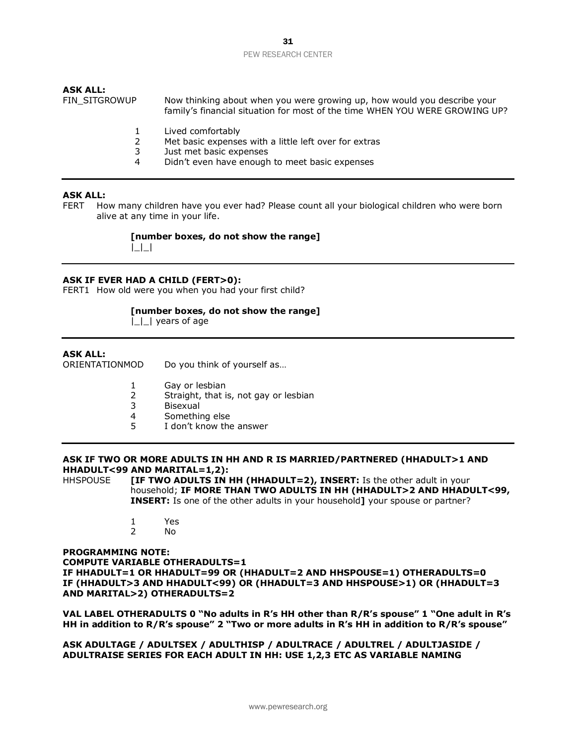**ASK ALL:**

FIN_SITGROWUP Now thinking about when you were growing up, how would you describe your family's financial situation for most of the time WHEN YOU WERE GROWING UP?

1 Lived comfortably
2 Met basic expenses with a little left over for extras
3 Just met basic expenses
4 Didn't even have enough to meet basic expenses

---

**ASK ALL:**

FERT How many children have you ever had? Please count all your biological children who were born alive at any time in your life.

**[number boxes, do not show the range]**
|_|_|

---

**ASK IF EVER HAD A CHILD (FERT>0):**

FERT1 How old were you when you had your first child?

**[number boxes, do not show the range]**
|_|_| years of age

---

**ASK ALL:**

ORIENTATIONMOD Do you think of yourself as…

1 Gay or lesbian
2 Straight, that is, not gay or lesbian
3 Bisexual
4 Something else
5 I don't know the answer

---

**ASK IF TWO OR MORE ADULTS IN HH AND R IS MARRIED/PARTNERED (HHADULT>1 AND HHADULT<99 AND MARITAL=1,2):**

HHSPOUSE **[IF TWO ADULTS IN HH (HHADULT=2), INSERT:** Is the other adult in your household; **IF MORE THAN TWO ADULTS IN HH (HHADULT>2 AND HHADULT<99, INSERT:** Is one of the other adults in your household**]** your spouse or partner?

1 Yes
2 No

**PROGRAMMING NOTE:**
**COMPUTE VARIABLE OTHERADULTS=1**
**IF HHADULT=1 OR HHADULT=99 OR (HHADULT=2 AND HHSPOUSE=1) OTHERADULTS=0**
**IF (HHADULT>3 AND HHADULT<99) OR (HHADULT=3 AND HHSPOUSE>1) OR (HHADULT=3 AND MARITAL>2) OTHERADULTS=2**

**VAL LABEL OTHERADULTS 0 "No adults in R's HH other than R/R's spouse" 1 "One adult in R's HH in addition to R/R's spouse" 2 "Two or more adults in R's HH in addition to R/R's spouse"**

**ASK ADULTAGE / ADULTSEX / ADULTHISP / ADULTRACE / ADULTREL / ADULTJASIDE / ADULTRAISE SERIES FOR EACH ADULT IN HH: USE 1,2,3 ETC AS VARIABLE NAMING**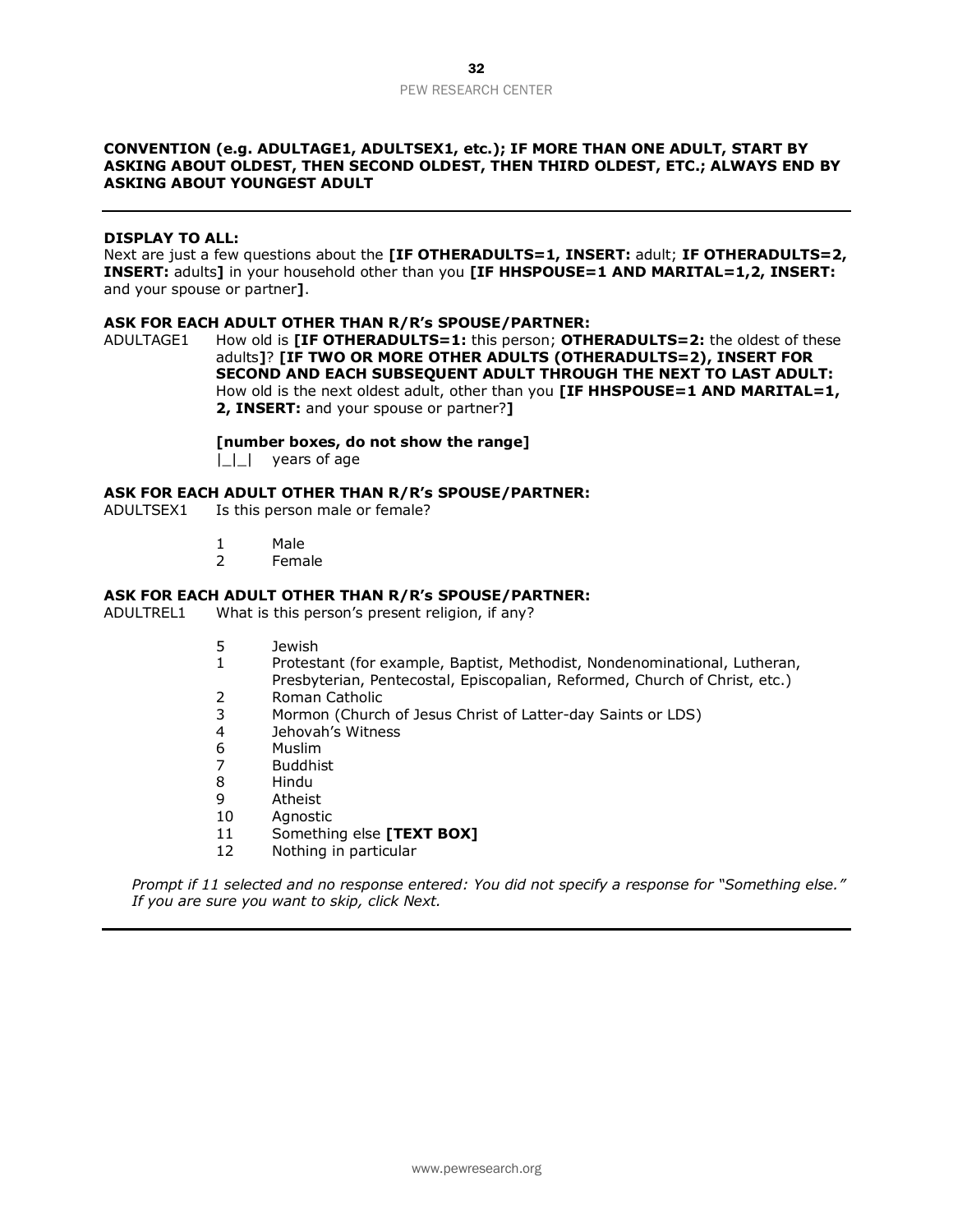**CONVENTION (e.g. ADULTAGE1, ADULTSEX1, etc.); IF MORE THAN ONE ADULT, START BY ASKING ABOUT OLDEST, THEN SECOND OLDEST, THEN THIRD OLDEST, ETC.; ALWAYS END BY ASKING ABOUT YOUNGEST ADULT**

---

**DISPLAY TO ALL:**
Next are just a few questions about the **[IF OTHERADULTS=1, INSERT:** adult; **IF OTHERADULTS=2, INSERT:** adults**]** in your household other than you **[IF HHSPOUSE=1 AND MARITAL=1,2, INSERT:** and your spouse or partner**]**.

**ASK FOR EACH ADULT OTHER THAN R/R's SPOUSE/PARTNER:**

ADULTAGE1 How old is **[IF OTHERADULTS=1:** this person; **OTHERADULTS=2:** the oldest of these adults**]**? **[IF TWO OR MORE OTHER ADULTS (OTHERADULTS=2), INSERT FOR SECOND AND EACH SUBSEQUENT ADULT THROUGH THE NEXT TO LAST ADULT:** How old is the next oldest adult, other than you **[IF HHSPOUSE=1 AND MARITAL=1, 2, INSERT:** and your spouse or partner?**]**

**[number boxes, do not show the range]**

|_|_| years of age

**ASK FOR EACH ADULT OTHER THAN R/R's SPOUSE/PARTNER:**

ADULTSEX1 Is this person male or female?

1 Male
2 Female

**ASK FOR EACH ADULT OTHER THAN R/R's SPOUSE/PARTNER:**

ADULTREL1 What is this person's present religion, if any?

5 Jewish
1 Protestant (for example, Baptist, Methodist, Nondenominational, Lutheran, Presbyterian, Pentecostal, Episcopalian, Reformed, Church of Christ, etc.)
2 Roman Catholic
3 Mormon (Church of Jesus Christ of Latter-day Saints or LDS)
4 Jehovah's Witness
6 Muslim
7 Buddhist
8 Hindu
9 Atheist
10 Agnostic
11 Something else **[TEXT BOX]**
12 Nothing in particular

*Prompt if 11 selected and no response entered: You did not specify a response for "Something else." If you are sure you want to skip, click Next.*

---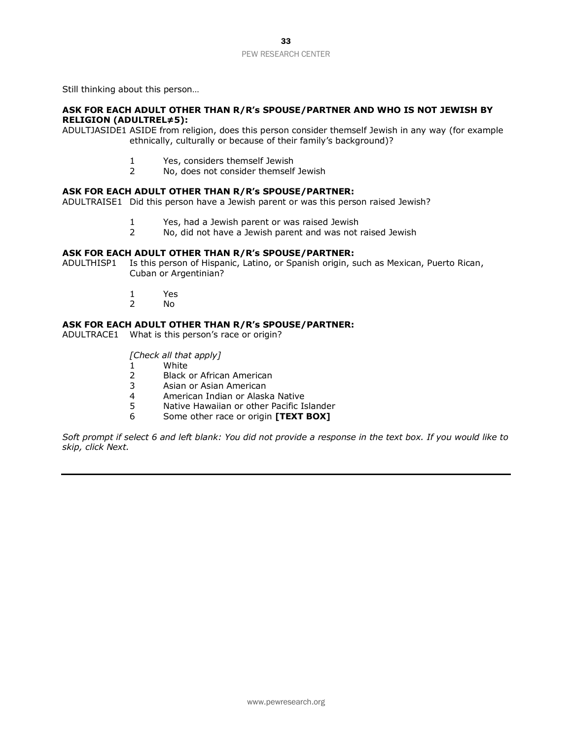Still thinking about this person…

**ASK FOR EACH ADULT OTHER THAN R/R's SPOUSE/PARTNER AND WHO IS NOT JEWISH BY RELIGION (ADULTREL≠5):**

ADULTJASIDE1 ASIDE from religion, does this person consider themself Jewish in any way (for example ethnically, culturally or because of their family's background)?

1 Yes, considers themself Jewish
2 No, does not consider themself Jewish

**ASK FOR EACH ADULT OTHER THAN R/R's SPOUSE/PARTNER:**

ADULTRAISE1 Did this person have a Jewish parent or was this person raised Jewish?

1 Yes, had a Jewish parent or was raised Jewish
2 No, did not have a Jewish parent and was not raised Jewish

**ASK FOR EACH ADULT OTHER THAN R/R's SPOUSE/PARTNER:**

ADULTHISP1 Is this person of Hispanic, Latino, or Spanish origin, such as Mexican, Puerto Rican, Cuban or Argentinian?

1 Yes
2 No

**ASK FOR EACH ADULT OTHER THAN R/R's SPOUSE/PARTNER:**

ADULTRACE1 What is this person's race or origin?

*[Check all that apply]*

1 White
2 Black or African American
3 Asian or Asian American
4 American Indian or Alaska Native
5 Native Hawaiian or other Pacific Islander
6 Some other race or origin **[TEXT BOX]**

*Soft prompt if select 6 and left blank: You did not provide a response in the text box. If you would like to skip, click Next.*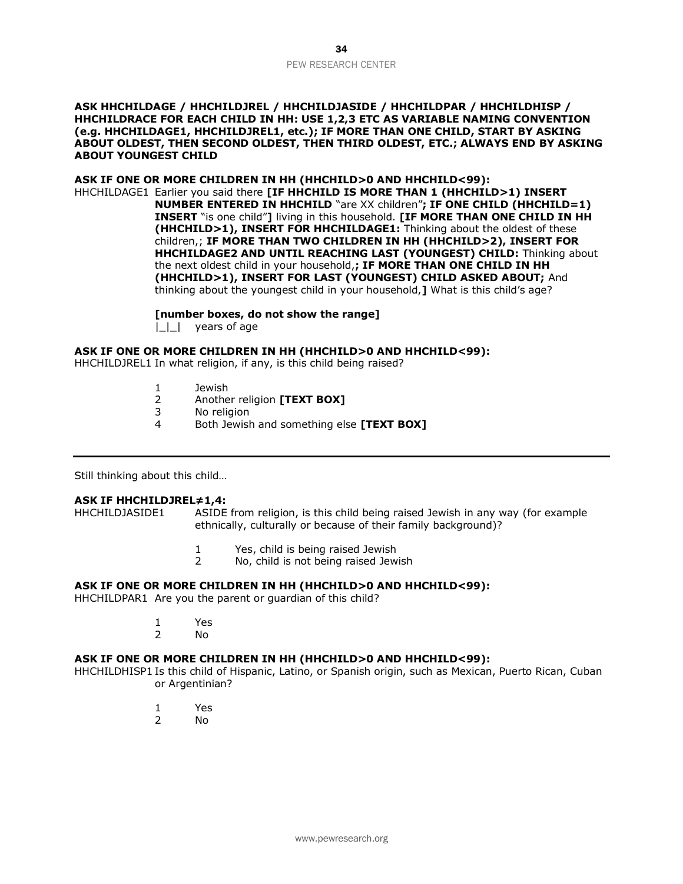**ASK HHCHILDAGE / HHCHILDJREL / HHCHILDJASIDE / HHCHILDPAR / HHCHILDHISP / HHCHILDRACE FOR EACH CHILD IN HH: USE 1,2,3 ETC AS VARIABLE NAMING CONVENTION (e.g. HHCHILDAGE1, HHCHILDJREL1, etc.); IF MORE THAN ONE CHILD, START BY ASKING ABOUT OLDEST, THEN SECOND OLDEST, THEN THIRD OLDEST, ETC.; ALWAYS END BY ASKING ABOUT YOUNGEST CHILD**

**ASK IF ONE OR MORE CHILDREN IN HH (HHCHILD>0 AND HHCHILD<99):**

HHCHILDAGE1 Earlier you said there **[IF HHCHILD IS MORE THAN 1 (HHCHILD>1) INSERT NUMBER ENTERED IN HHCHILD** "are XX children"**; IF ONE CHILD (HHCHILD=1) INSERT** "is one child"**]** living in this household. **[IF MORE THAN ONE CHILD IN HH (HHCHILD>1), INSERT FOR HHCHILDAGE1:** Thinking about the oldest of these children,; **IF MORE THAN TWO CHILDREN IN HH (HHCHILD>2), INSERT FOR HHCHILDAGE2 AND UNTIL REACHING LAST (YOUNGEST) CHILD:** Thinking about the next oldest child in your household,**; IF MORE THAN ONE CHILD IN HH (HHCHILD>1), INSERT FOR LAST (YOUNGEST) CHILD ASKED ABOUT;** And thinking about the youngest child in your household,**]** What is this child's age?

**[number boxes, do not show the range]**

|_|_| years of age

**ASK IF ONE OR MORE CHILDREN IN HH (HHCHILD>0 AND HHCHILD<99):**

HHCHILDJREL1 In what religion, if any, is this child being raised?

1 Jewish
2 Another religion **[TEXT BOX]**
3 No religion
4 Both Jewish and something else **[TEXT BOX]**

---

Still thinking about this child…

**ASK IF HHCHILDJREL≠1,4:**

HHCHILDJASIDE1 ASIDE from religion, is this child being raised Jewish in any way (for example ethnically, culturally or because of their family background)?

1 Yes, child is being raised Jewish
2 No, child is not being raised Jewish

**ASK IF ONE OR MORE CHILDREN IN HH (HHCHILD>0 AND HHCHILD<99):**

HHCHILDPAR1 Are you the parent or guardian of this child?

1 Yes
2 No

**ASK IF ONE OR MORE CHILDREN IN HH (HHCHILD>0 AND HHCHILD<99):**

HHCHILDHISP1 Is this child of Hispanic, Latino, or Spanish origin, such as Mexican, Puerto Rican, Cuban or Argentinian?

1 Yes
2 No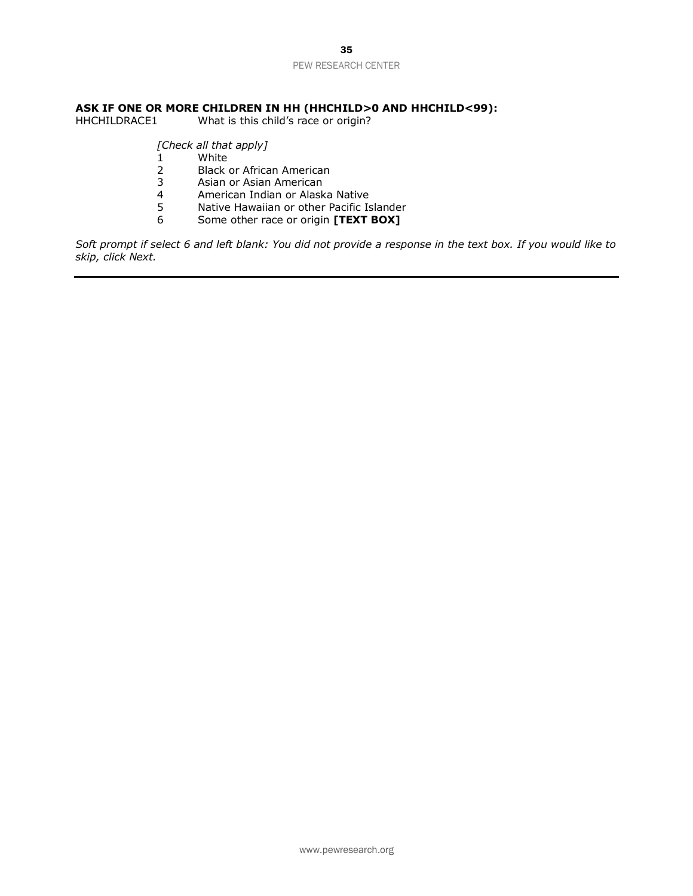**ASK IF ONE OR MORE CHILDREN IN HH (HHCHILD>0 AND HHCHILD<99):**

HHCHILDRACE1 What is this child's race or origin?

*[Check all that apply]*

1 White
2 Black or African American
3 Asian or Asian American
4 American Indian or Alaska Native
5 Native Hawaiian or other Pacific Islander
6 Some other race or origin **[TEXT BOX]**

*Soft prompt if select 6 and left blank: You did not provide a response in the text box. If you would like to skip, click Next.*